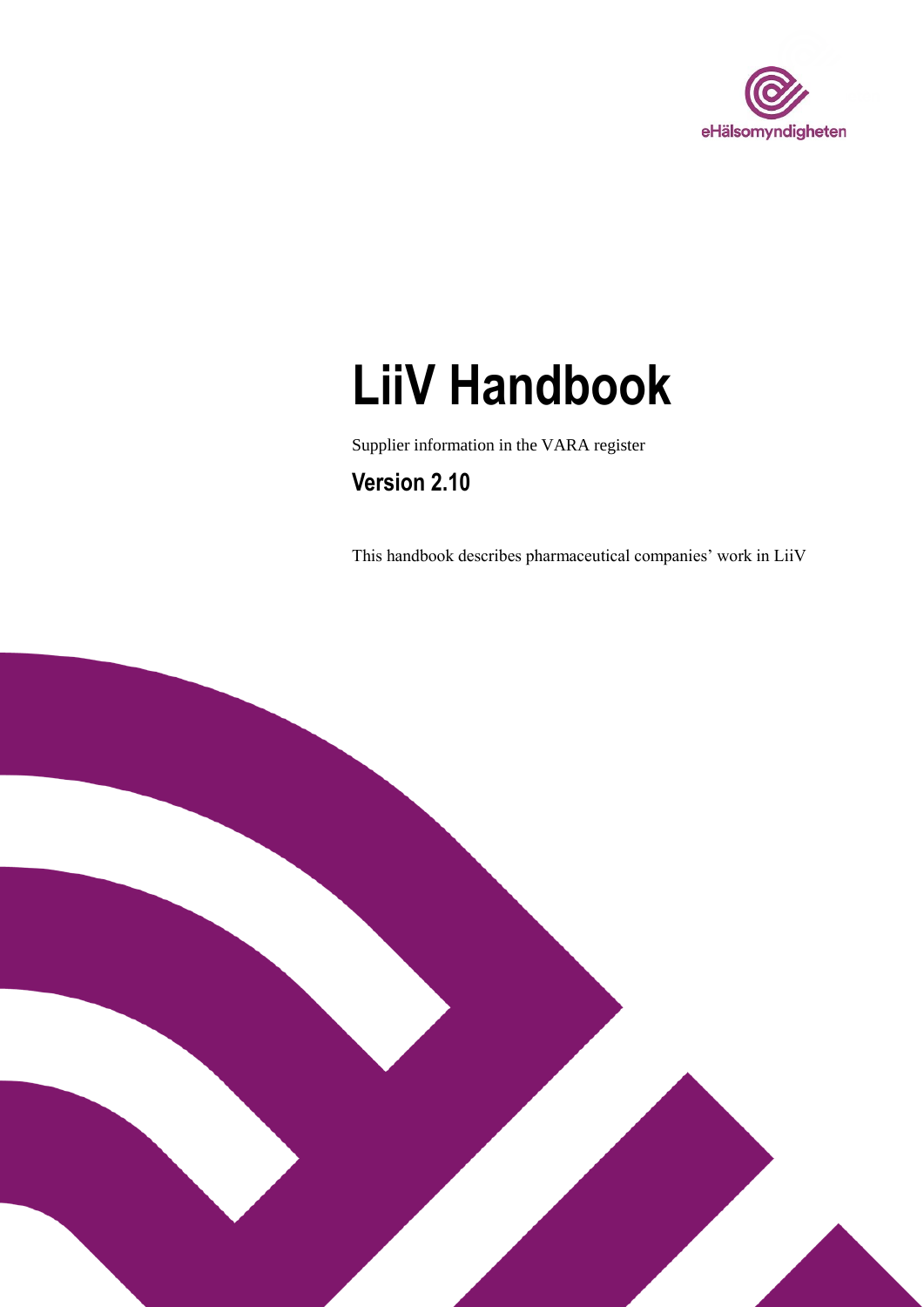eHälsomyndigheten

# LiiV Handbook

Supplier information in the VARA register

## Version 2.10

This handbook describes pharmaceutical companies' work in LiiV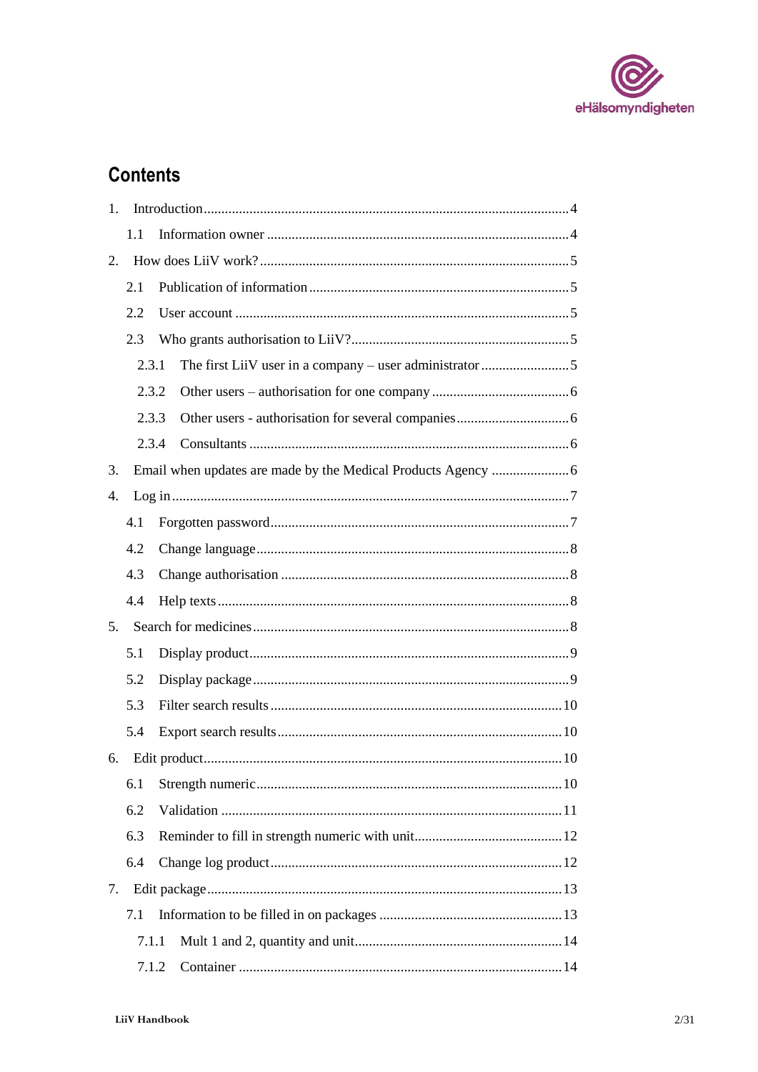## Contents

1. Introduction ........................................................................................................ 4
   - 1.1 Information owner ...................................................................................... 4
2. How does LiiV work? ........................................................................................ 5
   - 2.1 Publication of information .......................................................................... 5
   - 2.2 User account .............................................................................................. 5
   - 2.3 Who grants authorisation to LiiV? .............................................................. 5
     - 2.3.1 The first LiiV user in a company – user administrator .......................... 5
     - 2.3.2 Other users – authorisation for one company ....................................... 6
     - 2.3.3 Other users - authorisation for several companies ................................ 6
     - 2.3.4 Consultants ........................................................................................... 6
3. Email when updates are made by the Medical Products Agency ...................... 6
4. Log in ................................................................................................................. 7
   - 4.1 Forgotten password .................................................................................... 7
   - 4.2 Change language ........................................................................................ 8
   - 4.3 Change authorisation .................................................................................. 8
   - 4.4 Help texts ................................................................................................... 8
5. Search for medicines .......................................................................................... 8
   - 5.1 Display product ........................................................................................... 9
   - 5.2 Display package .......................................................................................... 9
   - 5.3 Filter search results .................................................................................. 10
   - 5.4 Export search results ................................................................................. 10
6. Edit product ..................................................................................................... 10
   - 6.1 Strength numeric ...................................................................................... 10
   - 6.2 Validation ................................................................................................ 11
   - 6.3 Reminder to fill in strength numeric with unit .......................................... 12
   - 6.4 Change log product ................................................................................... 12
7. Edit package .................................................................................................... 13
   - 7.1 Information to be filled in on packages ..................................................... 13
     - 7.1.1 Mult 1 and 2, quantity and unit ........................................................... 14
     - 7.1.2 Container ............................................................................................ 14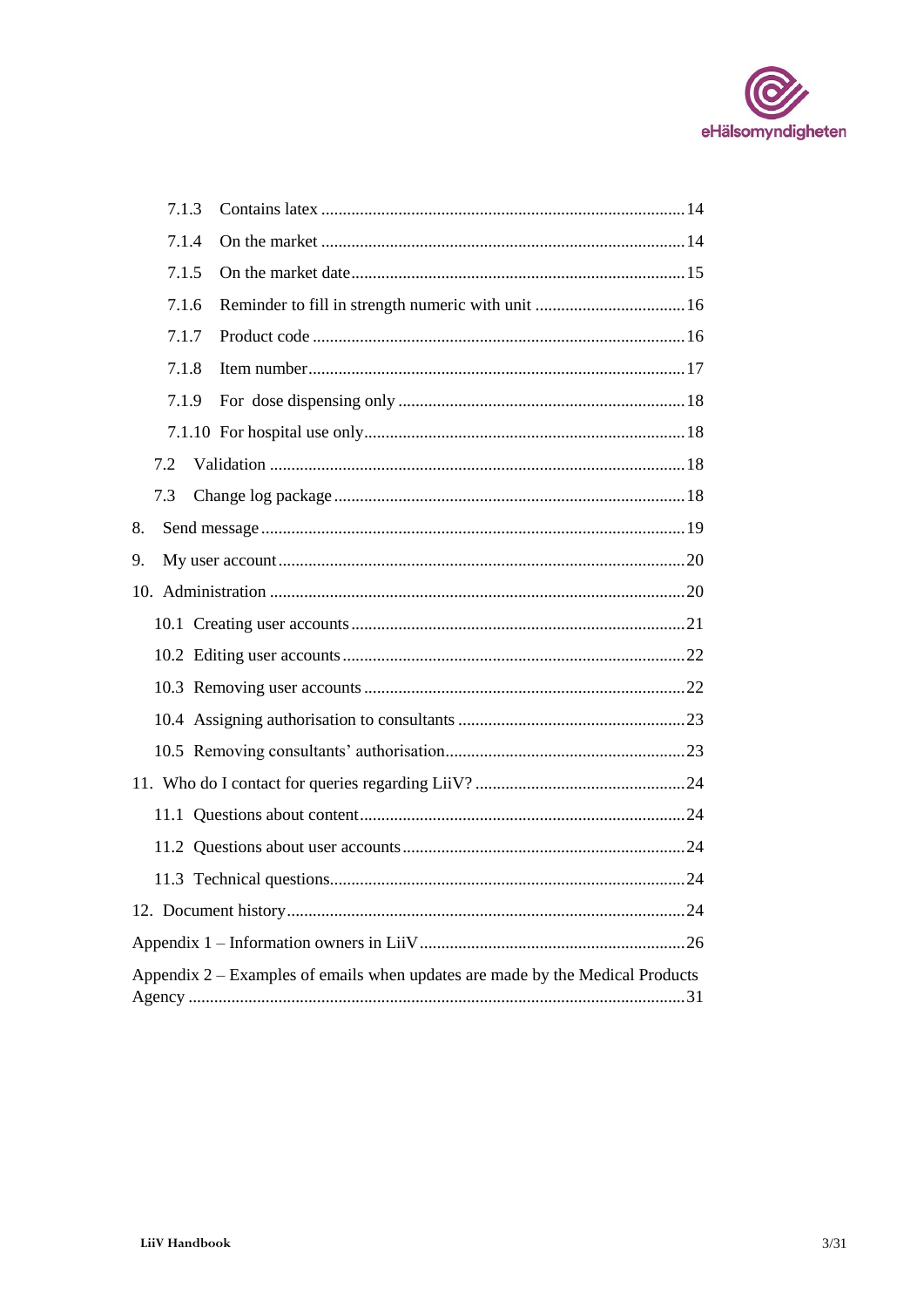7.1.3 Contains latex ....................................................................................14

7.1.4 On the market ....................................................................................14

7.1.5 On the market date.............................................................................15

7.1.6 Reminder to fill in strength numeric with unit ...................................16

7.1.7 Product code ......................................................................................16

7.1.8 Item number.......................................................................................17

7.1.9 For dose dispensing only ..................................................................18

7.1.10 For hospital use only..........................................................................18

7.2 Validation ...............................................................................................18

7.3 Change log package .................................................................................18

8. Send message ..................................................................................................19

9. My user account..............................................................................................20

10. Administration ................................................................................................20

10.1 Creating user accounts .............................................................................21

10.2 Editing user accounts ...............................................................................22

10.3 Removing user accounts ..........................................................................22

10.4 Assigning authorisation to consultants ....................................................23

10.5 Removing consultants' authorisation.......................................................23

11. Who do I contact for queries regarding LiiV? ................................................24

11.1 Questions about content...........................................................................24

11.2 Questions about user accounts .................................................................24

11.3 Technical questions..................................................................................24

12. Document history............................................................................................24

Appendix 1 – Information owners in LiiV .............................................................26

Appendix 2 – Examples of emails when updates are made by the Medical Products Agency ...................................................................................................................31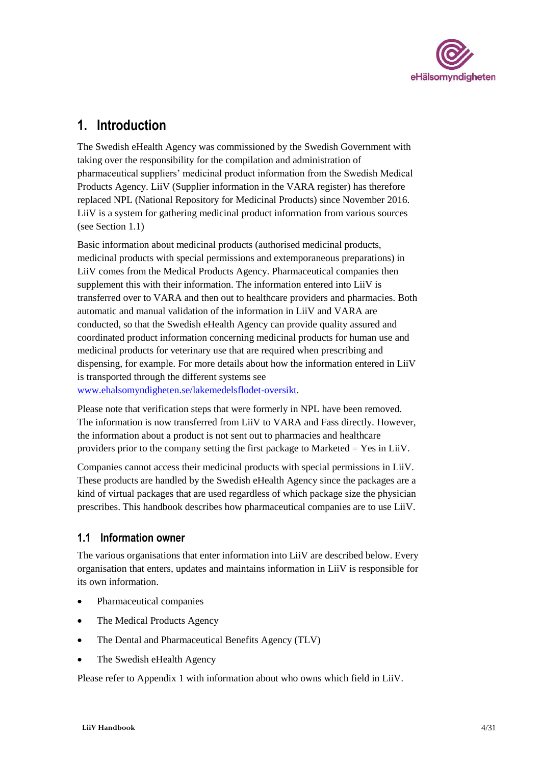# 1. Introduction

The Swedish eHealth Agency was commissioned by the Swedish Government with taking over the responsibility for the compilation and administration of pharmaceutical suppliers' medicinal product information from the Swedish Medical Products Agency. LiiV (Supplier information in the VARA register) has therefore replaced NPL (National Repository for Medicinal Products) since November 2016. LiiV is a system for gathering medicinal product information from various sources (see Section 1.1)

Basic information about medicinal products (authorised medicinal products, medicinal products with special permissions and extemporaneous preparations) in LiiV comes from the Medical Products Agency. Pharmaceutical companies then supplement this with their information. The information entered into LiiV is transferred over to VARA and then out to healthcare providers and pharmacies. Both automatic and manual validation of the information in LiiV and VARA are conducted, so that the Swedish eHealth Agency can provide quality assured and coordinated product information concerning medicinal products for human use and medicinal products for veterinary use that are required when prescribing and dispensing, for example. For more details about how the information entered in LiiV is transported through the different systems see [www.ehalsomyndigheten.se/lakemedelsflodet-oversikt](www.ehalsomyndigheten.se/lakemedelsflodet-oversikt).

Please note that verification steps that were formerly in NPL have been removed. The information is now transferred from LiiV to VARA and Fass directly. However, the information about a product is not sent out to pharmacies and healthcare providers prior to the company setting the first package to Marketed = Yes in LiiV.

Companies cannot access their medicinal products with special permissions in LiiV. These products are handled by the Swedish eHealth Agency since the packages are a kind of virtual packages that are used regardless of which package size the physician prescribes. This handbook describes how pharmaceutical companies are to use LiiV.

## 1.1 Information owner

The various organisations that enter information into LiiV are described below. Every organisation that enters, updates and maintains information in LiiV is responsible for its own information.

- Pharmaceutical companies
- The Medical Products Agency
- The Dental and Pharmaceutical Benefits Agency (TLV)
- The Swedish eHealth Agency

Please refer to Appendix 1 with information about who owns which field in LiiV.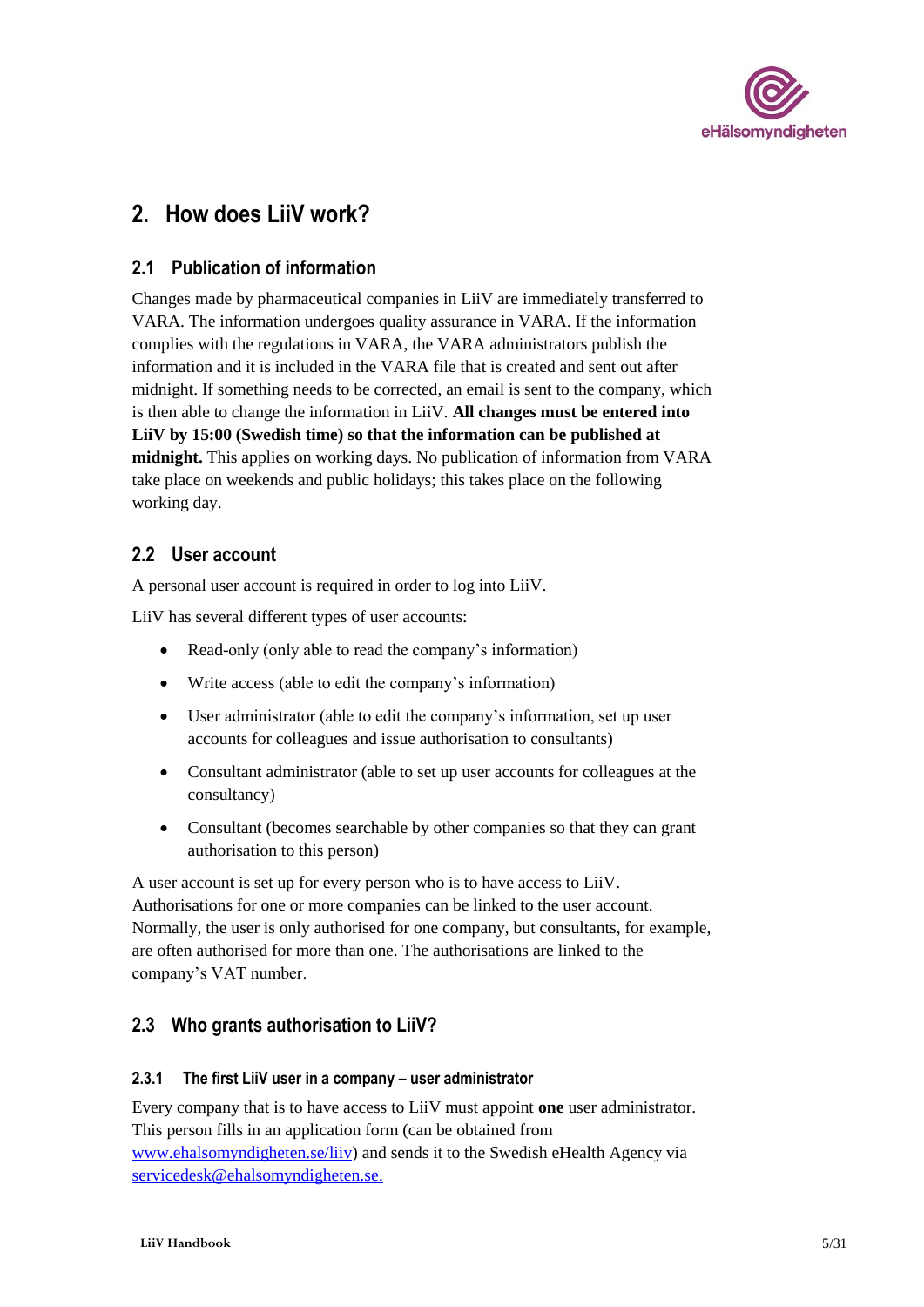## 2. How does LiiV work?

### 2.1 Publication of information

Changes made by pharmaceutical companies in LiiV are immediately transferred to VARA. The information undergoes quality assurance in VARA. If the information complies with the regulations in VARA, the VARA administrators publish the information and it is included in the VARA file that is created and sent out after midnight. If something needs to be corrected, an email is sent to the company, which is then able to change the information in LiiV. **All changes must be entered into LiiV by 15:00 (Swedish time) so that the information can be published at midnight.** This applies on working days. No publication of information from VARA take place on weekends and public holidays; this takes place on the following working day.

### 2.2 User account

A personal user account is required in order to log into LiiV.

LiiV has several different types of user accounts:

- Read-only (only able to read the company's information)
- Write access (able to edit the company's information)
- User administrator (able to edit the company's information, set up user accounts for colleagues and issue authorisation to consultants)
- Consultant administrator (able to set up user accounts for colleagues at the consultancy)
- Consultant (becomes searchable by other companies so that they can grant authorisation to this person)

A user account is set up for every person who is to have access to LiiV. Authorisations for one or more companies can be linked to the user account. Normally, the user is only authorised for one company, but consultants, for example, are often authorised for more than one. The authorisations are linked to the company's VAT number.

### 2.3 Who grants authorisation to LiiV?

#### 2.3.1 The first LiiV user in a company – user administrator

Every company that is to have access to LiiV must appoint **one** user administrator. This person fills in an application form (can be obtained from [www.ehalsomyndigheten.se/liiv](http://www.ehalsomyndigheten.se/liiv)) and sends it to the Swedish eHealth Agency via [servicedesk@ehalsomyndigheten.se.](mailto:servicedesk@ehalsomyndigheten.se)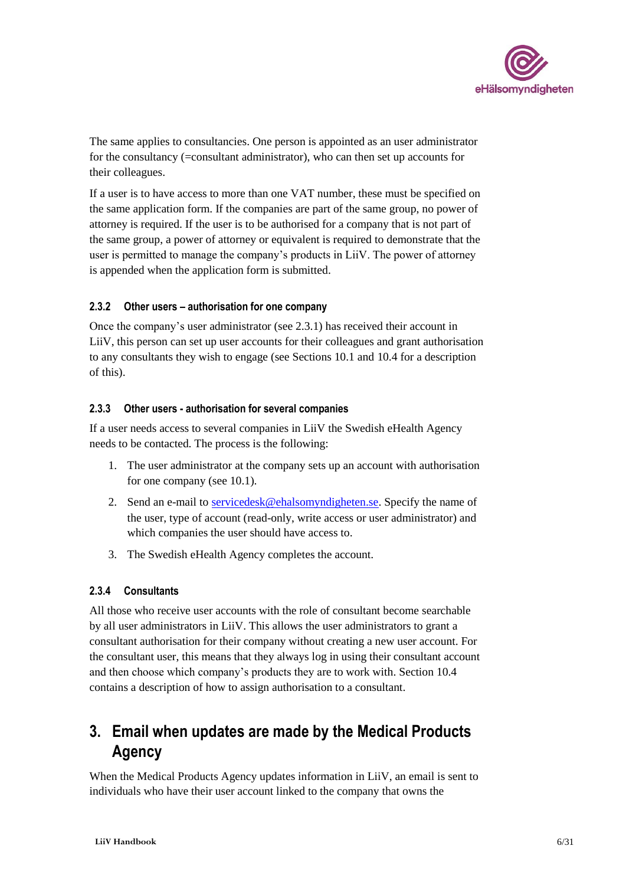The same applies to consultancies. One person is appointed as an user administrator for the consultancy (=consultant administrator), who can then set up accounts for their colleagues.

If a user is to have access to more than one VAT number, these must be specified on the same application form. If the companies are part of the same group, no power of attorney is required. If the user is to be authorised for a company that is not part of the same group, a power of attorney or equivalent is required to demonstrate that the user is permitted to manage the company's products in LiiV. The power of attorney is appended when the application form is submitted.

### 2.3.2 Other users – authorisation for one company

Once the company's user administrator (see 2.3.1) has received their account in LiiV, this person can set up user accounts for their colleagues and grant authorisation to any consultants they wish to engage (see Sections 10.1 and 10.4 for a description of this).

### 2.3.3 Other users - authorisation for several companies

If a user needs access to several companies in LiiV the Swedish eHealth Agency needs to be contacted. The process is the following:

1. The user administrator at the company sets up an account with authorisation for one company (see 10.1).
2. Send an e-mail to servicedesk@ehalsomyndigheten.se. Specify the name of the user, type of account (read-only, write access or user administrator) and which companies the user should have access to.
3. The Swedish eHealth Agency completes the account.

### 2.3.4 Consultants

All those who receive user accounts with the role of consultant become searchable by all user administrators in LiiV. This allows the user administrators to grant a consultant authorisation for their company without creating a new user account. For the consultant user, this means that they always log in using their consultant account and then choose which company's products they are to work with. Section 10.4 contains a description of how to assign authorisation to a consultant.

# 3. Email when updates are made by the Medical Products Agency

When the Medical Products Agency updates information in LiiV, an email is sent to individuals who have their user account linked to the company that owns the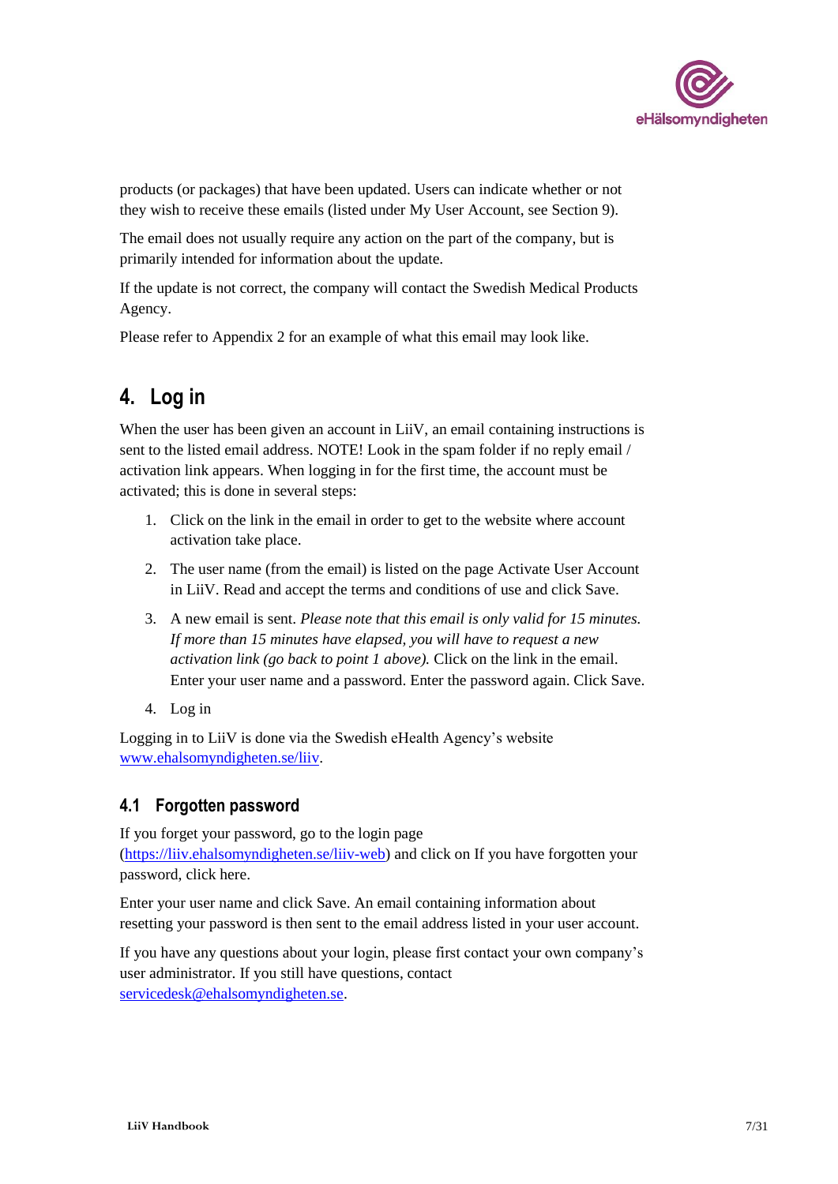products (or packages) that have been updated. Users can indicate whether or not they wish to receive these emails (listed under My User Account, see Section 9).

The email does not usually require any action on the part of the company, but is primarily intended for information about the update.

If the update is not correct, the company will contact the Swedish Medical Products Agency.

Please refer to Appendix 2 for an example of what this email may look like.

# 4. Log in

When the user has been given an account in LiiV, an email containing instructions is sent to the listed email address. NOTE! Look in the spam folder if no reply email / activation link appears. When logging in for the first time, the account must be activated; this is done in several steps:

1. Click on the link in the email in order to get to the website where account activation take place.
2. The user name (from the email) is listed on the page Activate User Account in LiiV. Read and accept the terms and conditions of use and click Save.
3. A new email is sent. *Please note that this email is only valid for 15 minutes. If more than 15 minutes have elapsed, you will have to request a new activation link (go back to point 1 above).* Click on the link in the email. Enter your user name and a password. Enter the password again. Click Save.
4. Log in

Logging in to LiiV is done via the Swedish eHealth Agency's website [www.ehalsomyndigheten.se/liiv](www.ehalsomyndigheten.se/liiv).

## 4.1 Forgotten password

If you forget your password, go to the login page ([https://liiv.ehalsomyndigheten.se/liiv-web](https://liiv.ehalsomyndigheten.se/liiv-web)) and click on If you have forgotten your password, click here.

Enter your user name and click Save. An email containing information about resetting your password is then sent to the email address listed in your user account.

If you have any questions about your login, please first contact your own company's user administrator. If you still have questions, contact [servicedesk@ehalsomyndigheten.se](mailto:servicedesk@ehalsomyndigheten.se).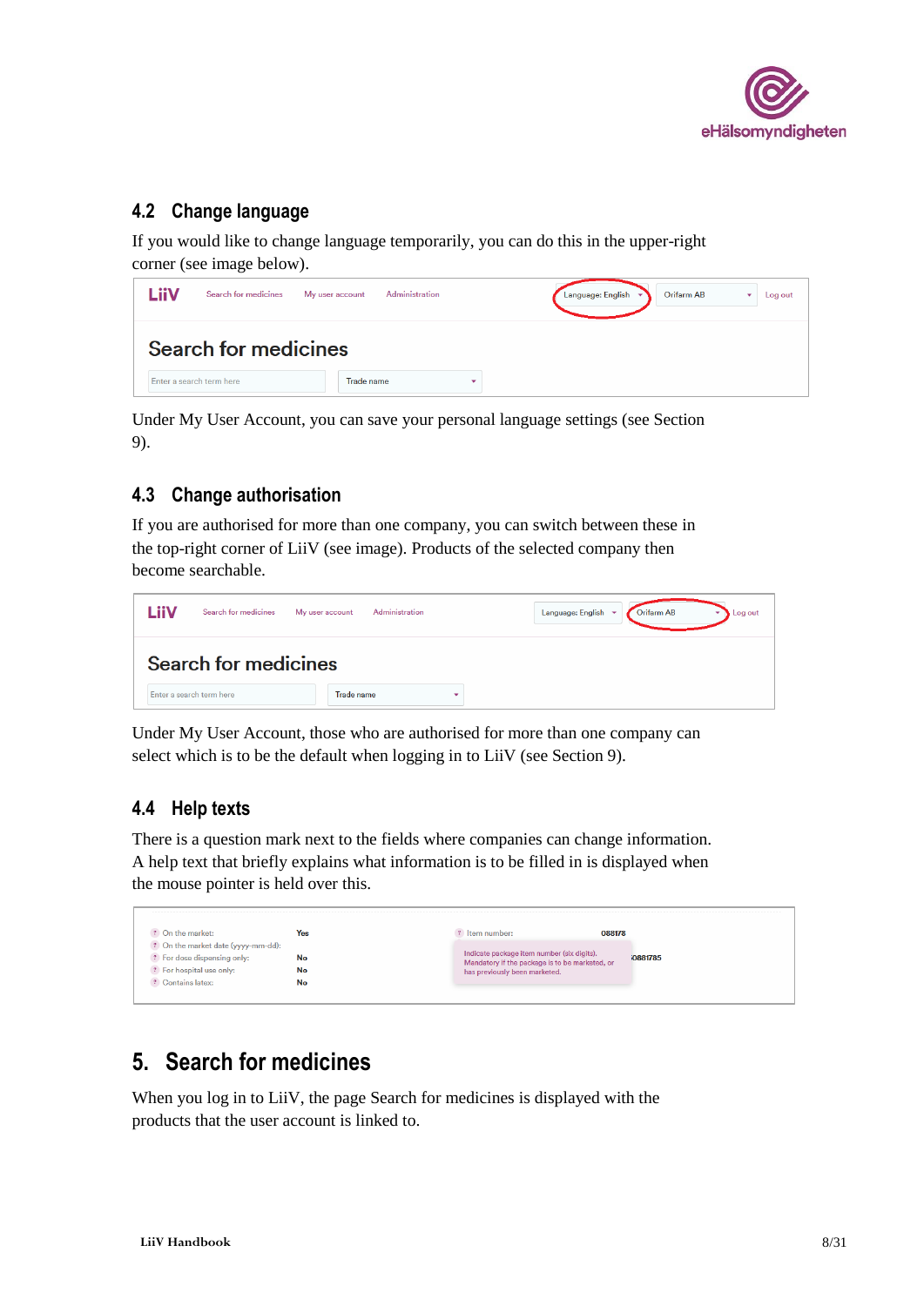## 4.2 Change language

If you would like to change language temporarily, you can do this in the upper-right corner (see image below).

Under My User Account, you can save your personal language settings (see Section 9).

## 4.3 Change authorisation

If you are authorised for more than one company, you can switch between these in the top-right corner of LiiV (see image). Products of the selected company then become searchable.

Under My User Account, those who are authorised for more than one company can select which is to be the default when logging in to LiiV (see Section 9).

## 4.4 Help texts

There is a question mark next to the fields where companies can change information. A help text that briefly explains what information is to be filled in is displayed when the mouse pointer is held over this.

# 5. Search for medicines

When you log in to LiiV, the page Search for medicines is displayed with the products that the user account is linked to.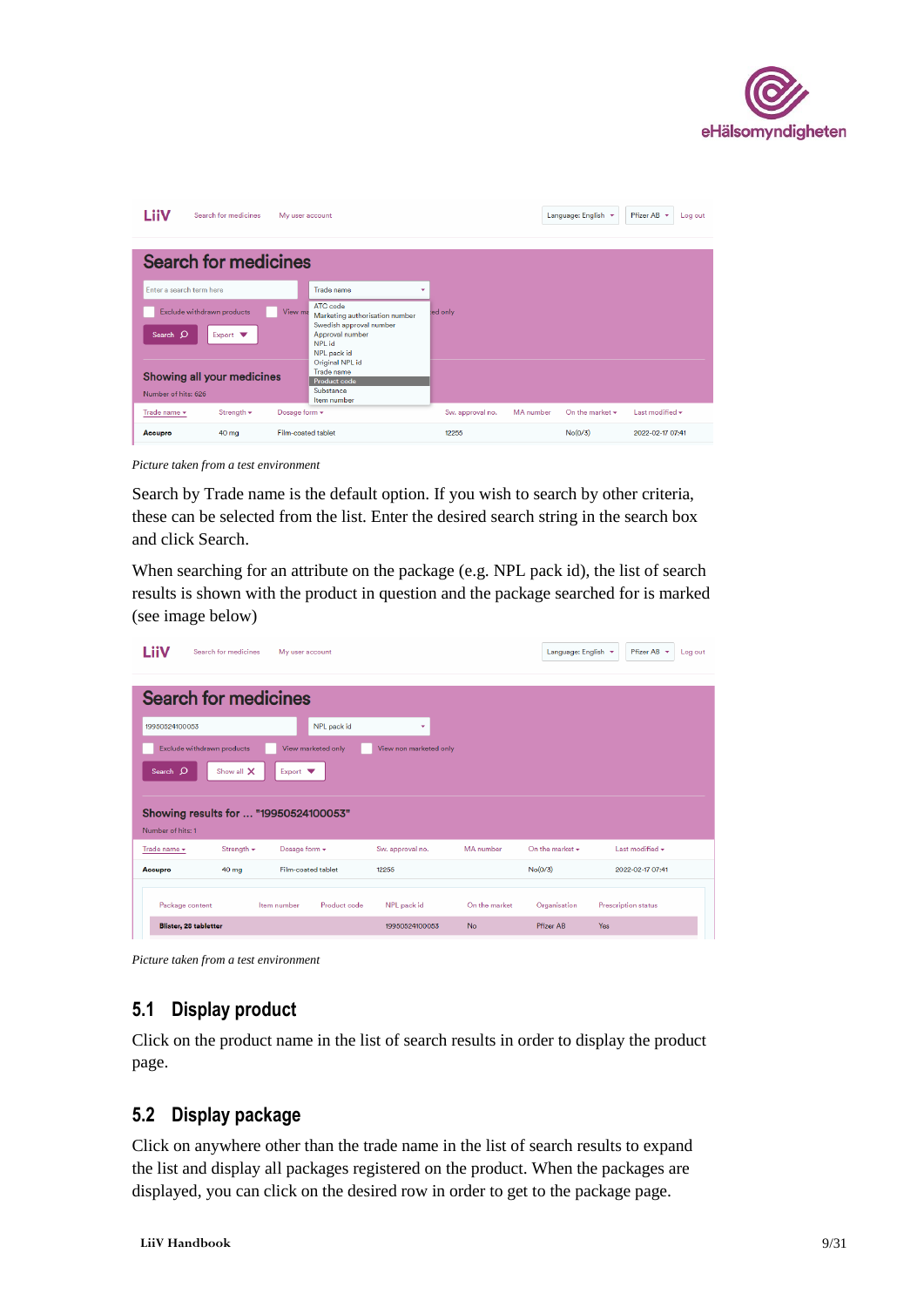*Picture taken from a test environment*

Search by Trade name is the default option. If you wish to search by other criteria, these can be selected from the list. Enter the desired search string in the search box and click Search.

When searching for an attribute on the package (e.g. NPL pack id), the list of search results is shown with the product in question and the package searched for is marked (see image below)

*Picture taken from a test environment*

## 5.1 Display product

Click on the product name in the list of search results in order to display the product page.

## 5.2 Display package

Click on anywhere other than the trade name in the list of search results to expand the list and display all packages registered on the product. When the packages are displayed, you can click on the desired row in order to get to the package page.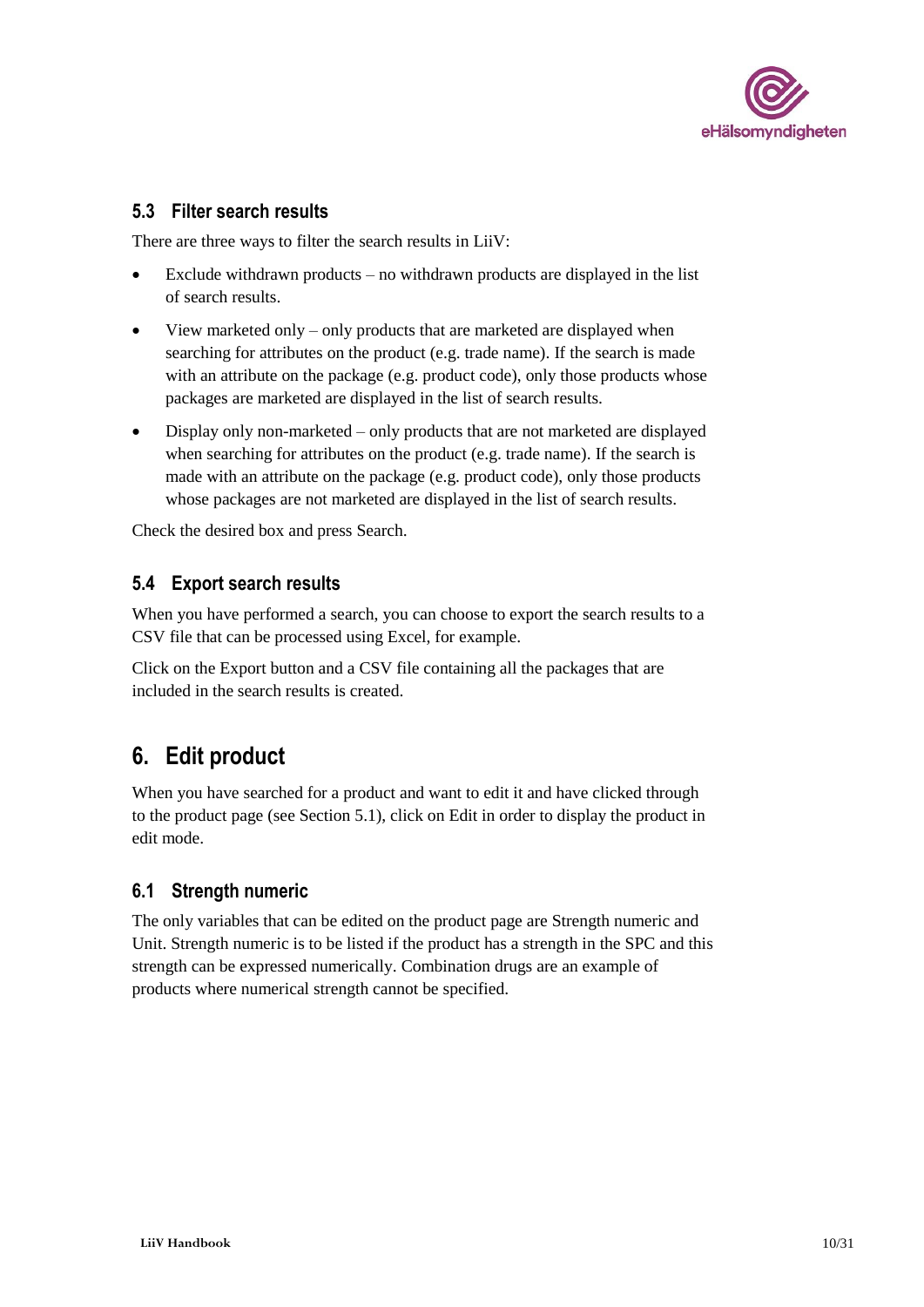### 5.3 Filter search results

There are three ways to filter the search results in LiiV:

- Exclude withdrawn products – no withdrawn products are displayed in the list of search results.
- View marketed only – only products that are marketed are displayed when searching for attributes on the product (e.g. trade name). If the search is made with an attribute on the package (e.g. product code), only those products whose packages are marketed are displayed in the list of search results.
- Display only non-marketed – only products that are not marketed are displayed when searching for attributes on the product (e.g. trade name). If the search is made with an attribute on the package (e.g. product code), only those products whose packages are not marketed are displayed in the list of search results.

Check the desired box and press Search.

### 5.4 Export search results

When you have performed a search, you can choose to export the search results to a CSV file that can be processed using Excel, for example.

Click on the Export button and a CSV file containing all the packages that are included in the search results is created.

## 6. Edit product

When you have searched for a product and want to edit it and have clicked through to the product page (see Section 5.1), click on Edit in order to display the product in edit mode.

### 6.1 Strength numeric

The only variables that can be edited on the product page are Strength numeric and Unit. Strength numeric is to be listed if the product has a strength in the SPC and this strength can be expressed numerically. Combination drugs are an example of products where numerical strength cannot be specified.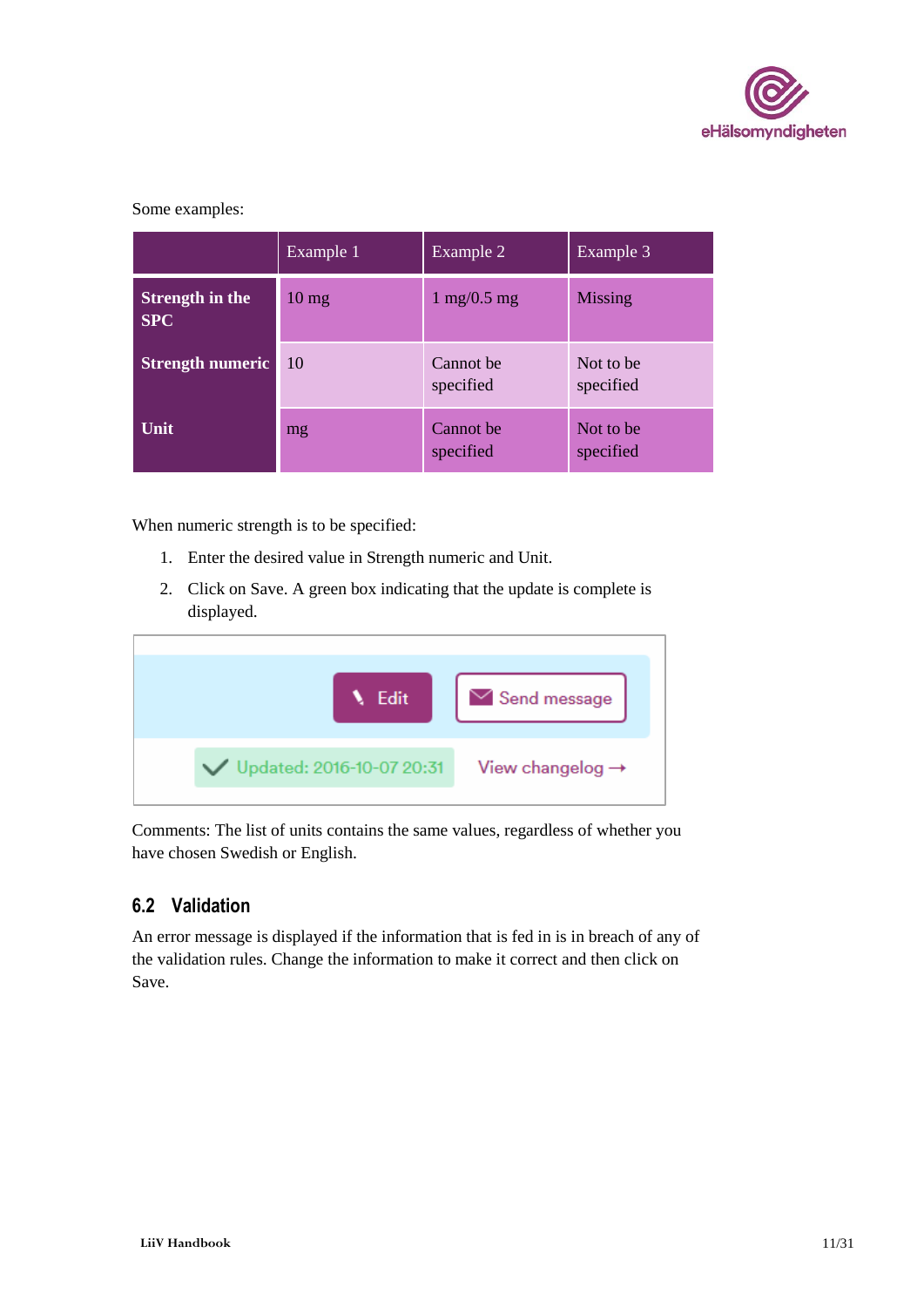Some examples:

| | Example 1 | Example 2 | Example 3 |
|---|---|---|---|
| **Strength in the SPC** | 10 mg | 1 mg/0.5 mg | Missing |
| **Strength numeric** | 10 | Cannot be specified | Not to be specified |
| **Unit** | mg | Cannot be specified | Not to be specified |

When numeric strength is to be specified:

1. Enter the desired value in Strength numeric and Unit.
2. Click on Save. A green box indicating that the update is complete is displayed.

Comments: The list of units contains the same values, regardless of whether you have chosen Swedish or English.

## 6.2 Validation

An error message is displayed if the information that is fed in is in breach of any of the validation rules. Change the information to make it correct and then click on Save.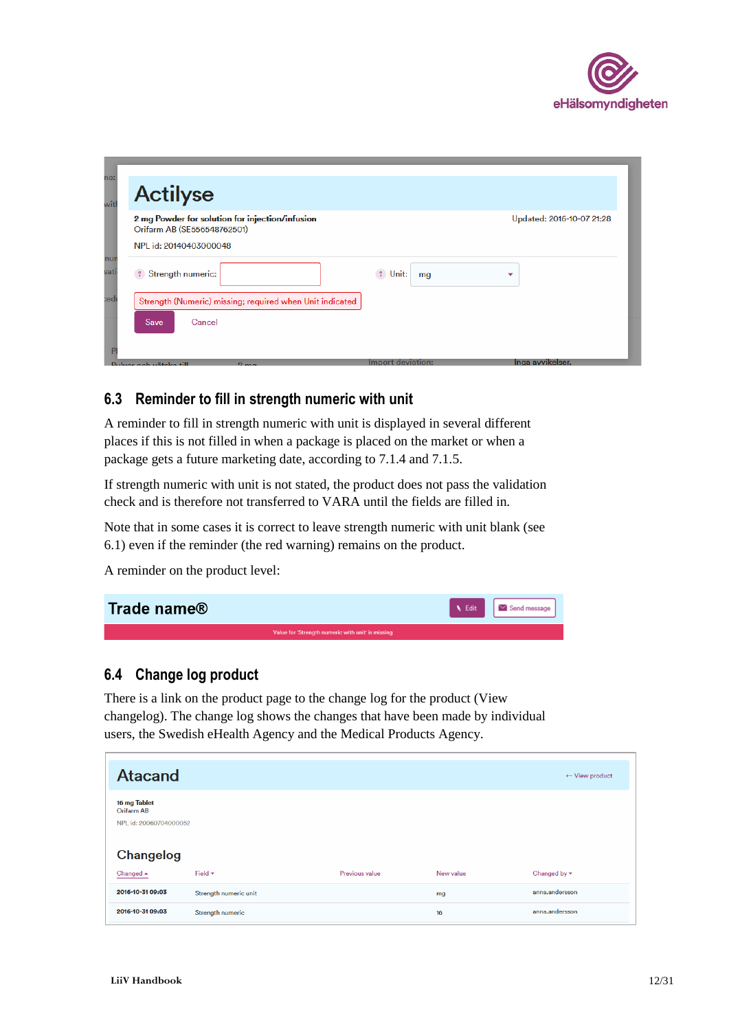## 6.3 Reminder to fill in strength numeric with unit

A reminder to fill in strength numeric with unit is displayed in several different places if this is not filled in when a package is placed on the market or when a package gets a future marketing date, according to 7.1.4 and 7.1.5.

If strength numeric with unit is not stated, the product does not pass the validation check and is therefore not transferred to VARA until the fields are filled in.

Note that in some cases it is correct to leave strength numeric with unit blank (see 6.1) even if the reminder (the red warning) remains on the product.

A reminder on the product level:

## 6.4 Change log product

There is a link on the product page to the change log for the product (View changelog). The change log shows the changes that have been made by individual users, the Swedish eHealth Agency and the Medical Products Agency.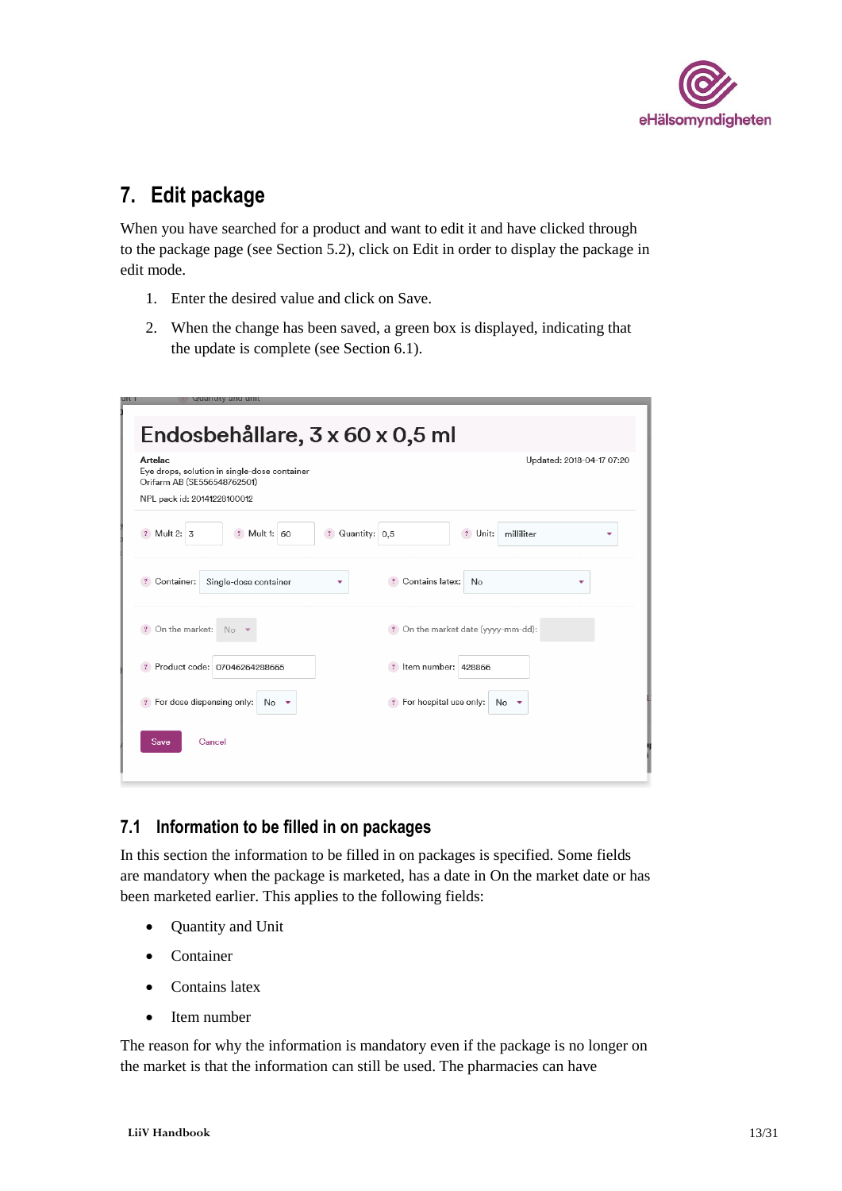# 7. Edit package

When you have searched for a product and want to edit it and have clicked through to the package page (see Section 5.2), click on Edit in order to display the package in edit mode.

1. Enter the desired value and click on Save.
2. When the change has been saved, a green box is displayed, indicating that the update is complete (see Section 6.1).

Endosbehållare, 3 x 60 x 0,5 ml

Artelac
Eye drops, solution in single-dose container
Orifarm AB (SE556548762501)
NPL pack id: 20141228100012

Updated: 2018-04-17 07:20

Mult 2: 3 | Mult 1: 60 | Quantity: 0,5 | Unit: milliliter

Container: Single-dose container | Contains latex: No

On the market: No | On the market date (yyyy-mm-dd):

Product code: 07046264288665 | Item number: 428866

For dose dispensing only: No | For hospital use only: No

Save | Cancel

## 7.1 Information to be filled in on packages

In this section the information to be filled in on packages is specified. Some fields are mandatory when the package is marketed, has a date in On the market date or has been marketed earlier. This applies to the following fields:

- Quantity and Unit
- Container
- Contains latex
- Item number

The reason for why the information is mandatory even if the package is no longer on the market is that the information can still be used. The pharmacies can have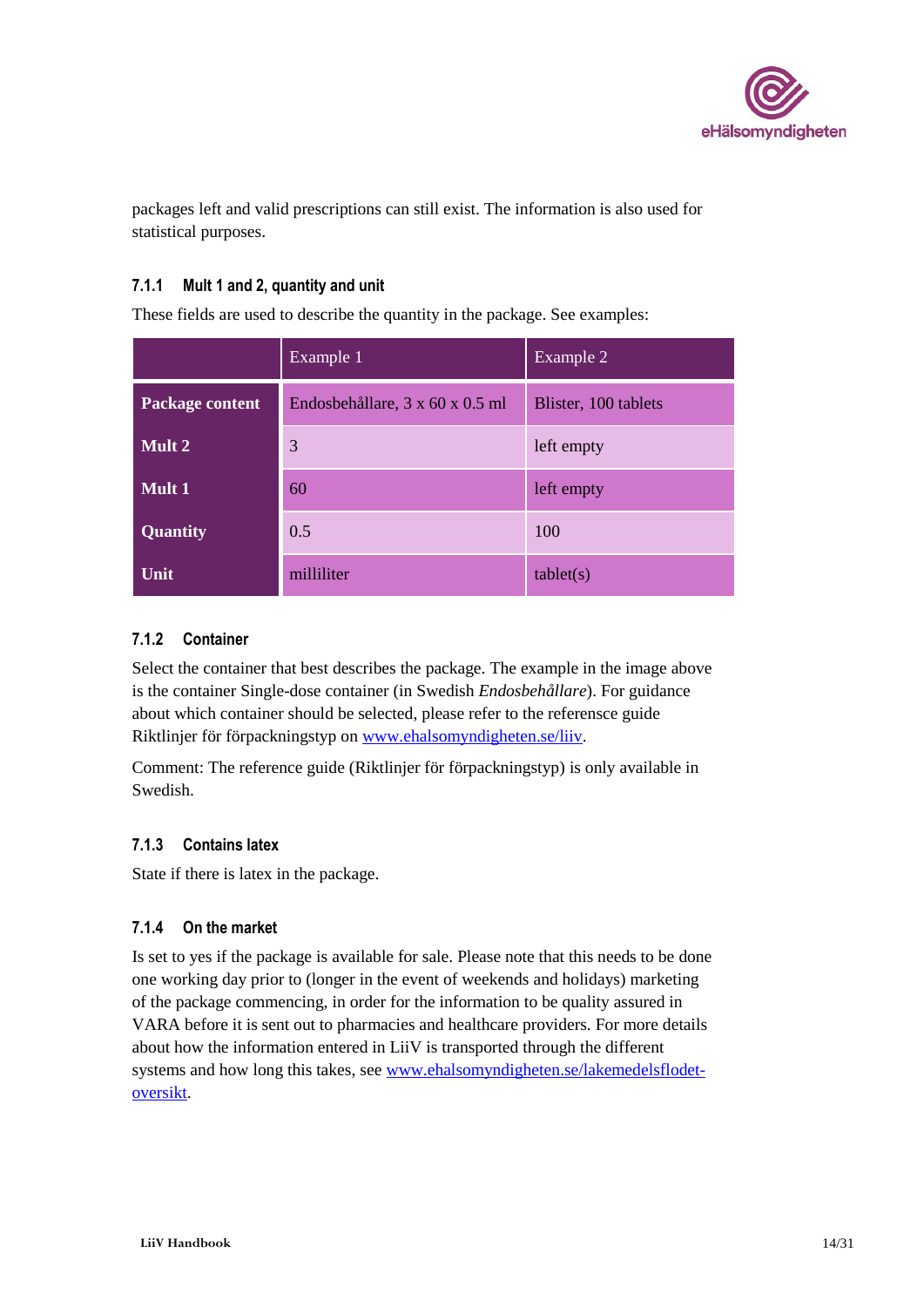packages left and valid prescriptions can still exist. The information is also used for statistical purposes.

### 7.1.1 Mult 1 and 2, quantity and unit

These fields are used to describe the quantity in the package. See examples:

| | Example 1 | Example 2 |
|---|---|---|
| **Package content** | Endosbehållare, 3 x 60 x 0.5 ml | Blister, 100 tablets |
| **Mult 2** | 3 | left empty |
| **Mult 1** | 60 | left empty |
| **Quantity** | 0.5 | 100 |
| **Unit** | milliliter | tablet(s) |

### 7.1.2 Container

Select the container that best describes the package. The example in the image above is the container Single-dose container (in Swedish *Endosbehållare*). For guidance about which container should be selected, please refer to the referensce guide Riktlinjer för förpackningstyp on [www.ehalsomyndigheten.se/liiv](www.ehalsomyndigheten.se/liiv).

Comment: The reference guide (Riktlinjer för förpackningstyp) is only available in Swedish.

### 7.1.3 Contains latex

State if there is latex in the package.

### 7.1.4 On the market

Is set to yes if the package is available for sale. Please note that this needs to be done one working day prior to (longer in the event of weekends and holidays) marketing of the package commencing, in order for the information to be quality assured in VARA before it is sent out to pharmacies and healthcare providers. For more details about how the information entered in LiiV is transported through the different systems and how long this takes, see [www.ehalsomyndigheten.se/lakemedelsflodet-oversikt](www.ehalsomyndigheten.se/lakemedelsflodet-oversikt).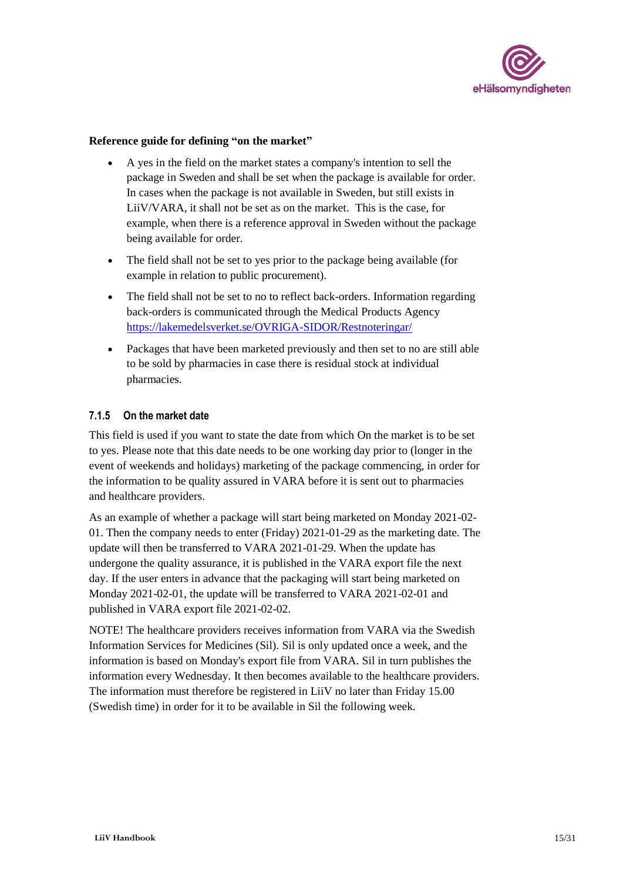**Reference guide for defining "on the market"**

- A yes in the field on the market states a company's intention to sell the package in Sweden and shall be set when the package is available for order. In cases when the package is not available in Sweden, but still exists in LiiV/VARA, it shall not be set as on the market.  This is the case, for example, when there is a reference approval in Sweden without the package being available for order.
- The field shall not be set to yes prior to the package being available (for example in relation to public procurement).
- The field shall not be set to no to reflect back-orders. Information regarding back-orders is communicated through the Medical Products Agency [https://lakemedelsverket.se/OVRIGA-SIDOR/Restnoteringar/](https://lakemedelsverket.se/OVRIGA-SIDOR/Restnoteringar/)
- Packages that have been marketed previously and then set to no are still able to be sold by pharmacies in case there is residual stock at individual pharmacies.

### 7.1.5 On the market date

This field is used if you want to state the date from which On the market is to be set to yes. Please note that this date needs to be one working day prior to (longer in the event of weekends and holidays) marketing of the package commencing, in order for the information to be quality assured in VARA before it is sent out to pharmacies and healthcare providers.

As an example of whether a package will start being marketed on Monday 2021-02-01. Then the company needs to enter (Friday) 2021-01-29 as the marketing date. The update will then be transferred to VARA 2021-01-29. When the update has undergone the quality assurance, it is published in the VARA export file the next day. If the user enters in advance that the packaging will start being marketed on Monday 2021-02-01, the update will be transferred to VARA 2021-02-01 and published in VARA export file 2021-02-02.

NOTE! The healthcare providers receives information from VARA via the Swedish Information Services for Medicines (Sil). Sil is only updated once a week, and the information is based on Monday's export file from VARA. Sil in turn publishes the information every Wednesday. It then becomes available to the healthcare providers. The information must therefore be registered in LiiV no later than Friday 15.00 (Swedish time) in order for it to be available in Sil the following week.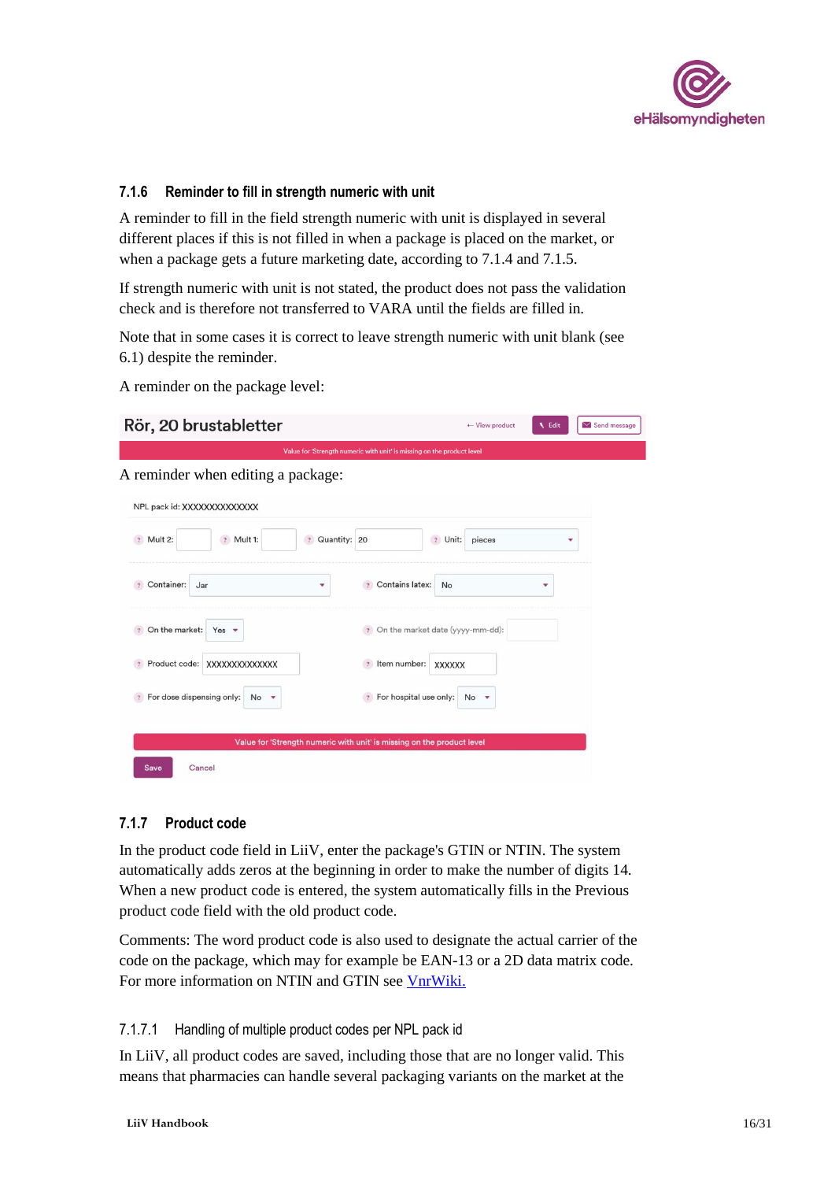### 7.1.6 Reminder to fill in strength numeric with unit

A reminder to fill in the field strength numeric with unit is displayed in several different places if this is not filled in when a package is placed on the market, or when a package gets a future marketing date, according to 7.1.4 and 7.1.5.

If strength numeric with unit is not stated, the product does not pass the validation check and is therefore not transferred to VARA until the fields are filled in.

Note that in some cases it is correct to leave strength numeric with unit blank (see 6.1) despite the reminder.

A reminder on the package level:

A reminder when editing a package:

### 7.1.7 Product code

In the product code field in LiiV, enter the package's GTIN or NTIN. The system automatically adds zeros at the beginning in order to make the number of digits 14. When a new product code is entered, the system automatically fills in the Previous product code field with the old product code.

Comments: The word product code is also used to designate the actual carrier of the code on the package, which may for example be EAN-13 or a 2D data matrix code. For more information on NTIN and GTIN see [VnrWiki.]()

#### 7.1.7.1 Handling of multiple product codes per NPL pack id

In LiiV, all product codes are saved, including those that are no longer valid. This means that pharmacies can handle several packaging variants on the market at the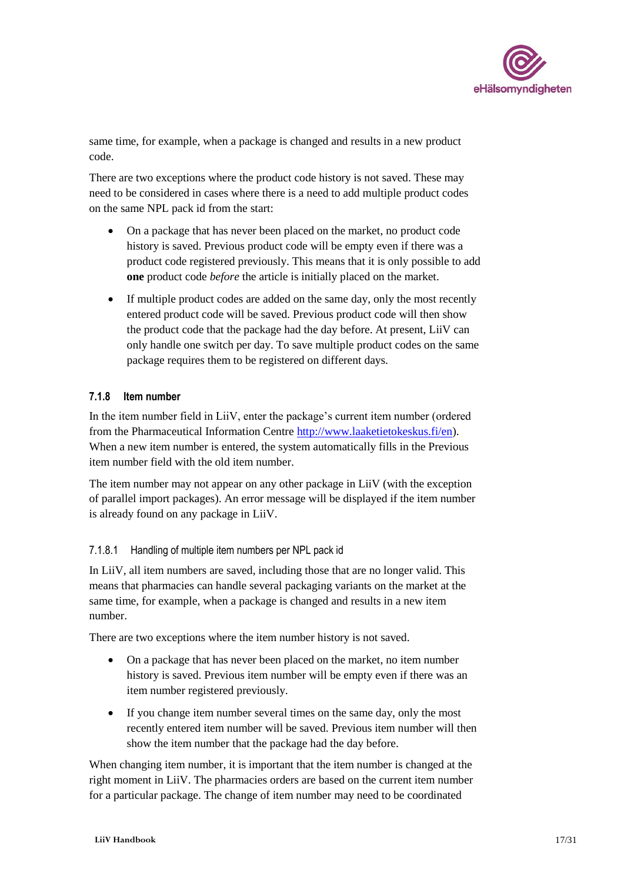same time, for example, when a package is changed and results in a new product code.

There are two exceptions where the product code history is not saved. These may need to be considered in cases where there is a need to add multiple product codes on the same NPL pack id from the start:

- On a package that has never been placed on the market, no product code history is saved. Previous product code will be empty even if there was a product code registered previously. This means that it is only possible to add **one** product code *before* the article is initially placed on the market.
- If multiple product codes are added on the same day, only the most recently entered product code will be saved. Previous product code will then show the product code that the package had the day before. At present, LiiV can only handle one switch per day. To save multiple product codes on the same package requires them to be registered on different days.

### 7.1.8 Item number

In the item number field in LiiV, enter the package's current item number (ordered from the Pharmaceutical Information Centre [http://www.laaketietokeskus.fi/en](http://www.laaketietokeskus.fi/en)). When a new item number is entered, the system automatically fills in the Previous item number field with the old item number.

The item number may not appear on any other package in LiiV (with the exception of parallel import packages). An error message will be displayed if the item number is already found on any package in LiiV.

#### 7.1.8.1 Handling of multiple item numbers per NPL pack id

In LiiV, all item numbers are saved, including those that are no longer valid. This means that pharmacies can handle several packaging variants on the market at the same time, for example, when a package is changed and results in a new item number.

There are two exceptions where the item number history is not saved.

- On a package that has never been placed on the market, no item number history is saved. Previous item number will be empty even if there was an item number registered previously.
- If you change item number several times on the same day, only the most recently entered item number will be saved. Previous item number will then show the item number that the package had the day before.

When changing item number, it is important that the item number is changed at the right moment in LiiV. The pharmacies orders are based on the current item number for a particular package. The change of item number may need to be coordinated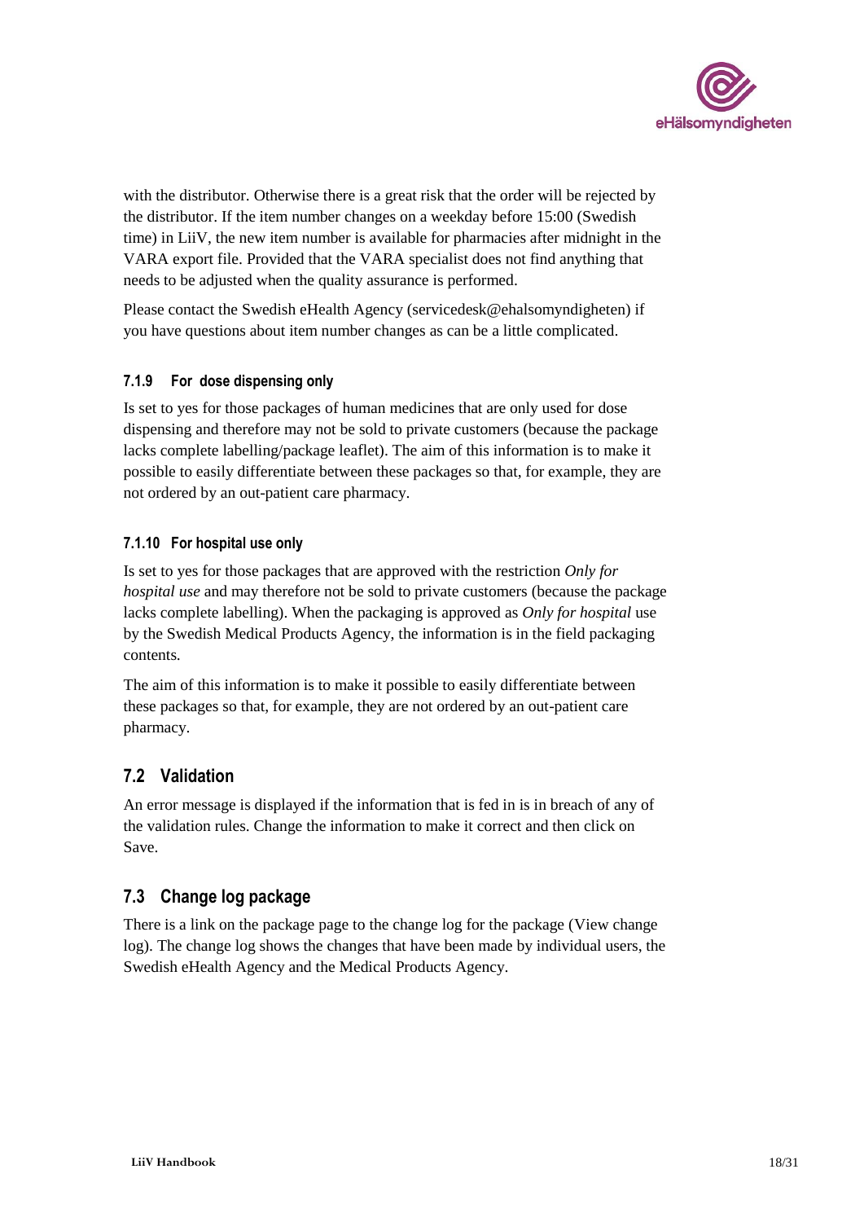with the distributor. Otherwise there is a great risk that the order will be rejected by the distributor. If the item number changes on a weekday before 15:00 (Swedish time) in LiiV, the new item number is available for pharmacies after midnight in the VARA export file. Provided that the VARA specialist does not find anything that needs to be adjusted when the quality assurance is performed.

Please contact the Swedish eHealth Agency (servicedesk@ehalsomyndigheten) if you have questions about item number changes as can be a little complicated.

### 7.1.9 For dose dispensing only

Is set to yes for those packages of human medicines that are only used for dose dispensing and therefore may not be sold to private customers (because the package lacks complete labelling/package leaflet). The aim of this information is to make it possible to easily differentiate between these packages so that, for example, they are not ordered by an out-patient care pharmacy.

### 7.1.10 For hospital use only

Is set to yes for those packages that are approved with the restriction *Only for hospital use* and may therefore not be sold to private customers (because the package lacks complete labelling). When the packaging is approved as *Only for hospital* use by the Swedish Medical Products Agency, the information is in the field packaging contents.

The aim of this information is to make it possible to easily differentiate between these packages so that, for example, they are not ordered by an out-patient care pharmacy.

## 7.2 Validation

An error message is displayed if the information that is fed in is in breach of any of the validation rules. Change the information to make it correct and then click on Save.

## 7.3 Change log package

There is a link on the package page to the change log for the package (View change log). The change log shows the changes that have been made by individual users, the Swedish eHealth Agency and the Medical Products Agency.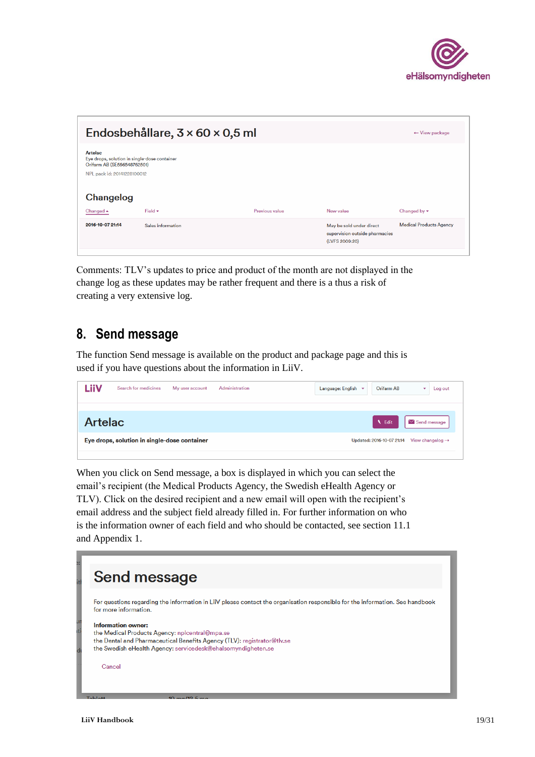Comments: TLV's updates to price and product of the month are not displayed in the change log as these updates may be rather frequent and there is a thus a risk of creating a very extensive log.

## 8. Send message

The function Send message is available on the product and package page and this is used if you have questions about the information in LiiV.

When you click on Send message, a box is displayed in which you can select the email's recipient (the Medical Products Agency, the Swedish eHealth Agency or TLV). Click on the desired recipient and a new email will open with the recipient's email address and the subject field already filled in. For further information on who is the information owner of each field and who should be contacted, see section 11.1 and Appendix 1.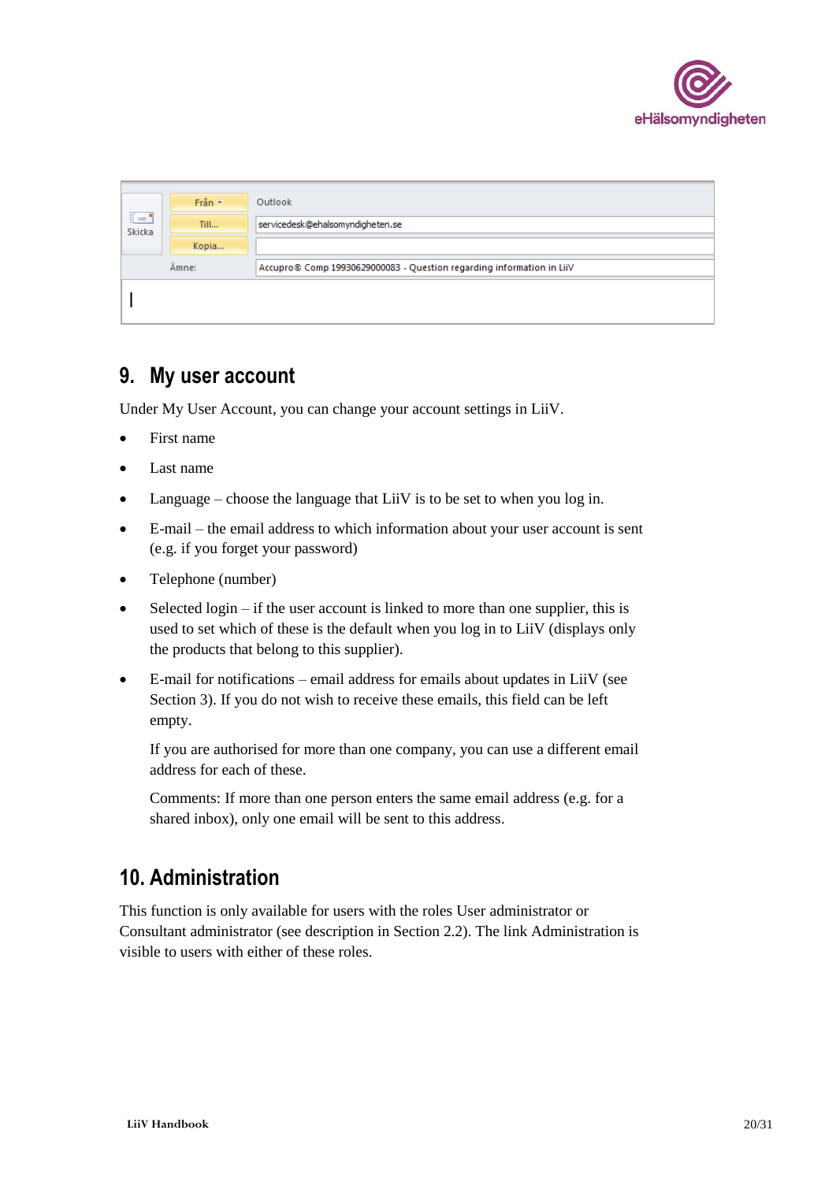| | | |
|---|---|---|
| Skicka | Från ▾ | Outlook |
| | Till... | servicedesk@ehalsomyndigheten.se |
| | Kopia... | |
| | Ämne: | Accupro® Comp 19930629000083 - Question regarding information in LiiV |

## 9. My user account

Under My User Account, you can change your account settings in LiiV.

- First name
- Last name
- Language – choose the language that LiiV is to be set to when you log in.
- E-mail – the email address to which information about your user account is sent (e.g. if you forget your password)
- Telephone (number)
- Selected login – if the user account is linked to more than one supplier, this is used to set which of these is the default when you log in to LiiV (displays only the products that belong to this supplier).
- E-mail for notifications – email address for emails about updates in LiiV (see Section 3). If you do not wish to receive these emails, this field can be left empty.

  If you are authorised for more than one company, you can use a different email address for each of these.

  Comments: If more than one person enters the same email address (e.g. for a shared inbox), only one email will be sent to this address.

## 10. Administration

This function is only available for users with the roles User administrator or Consultant administrator (see description in Section 2.2). The link Administration is visible to users with either of these roles.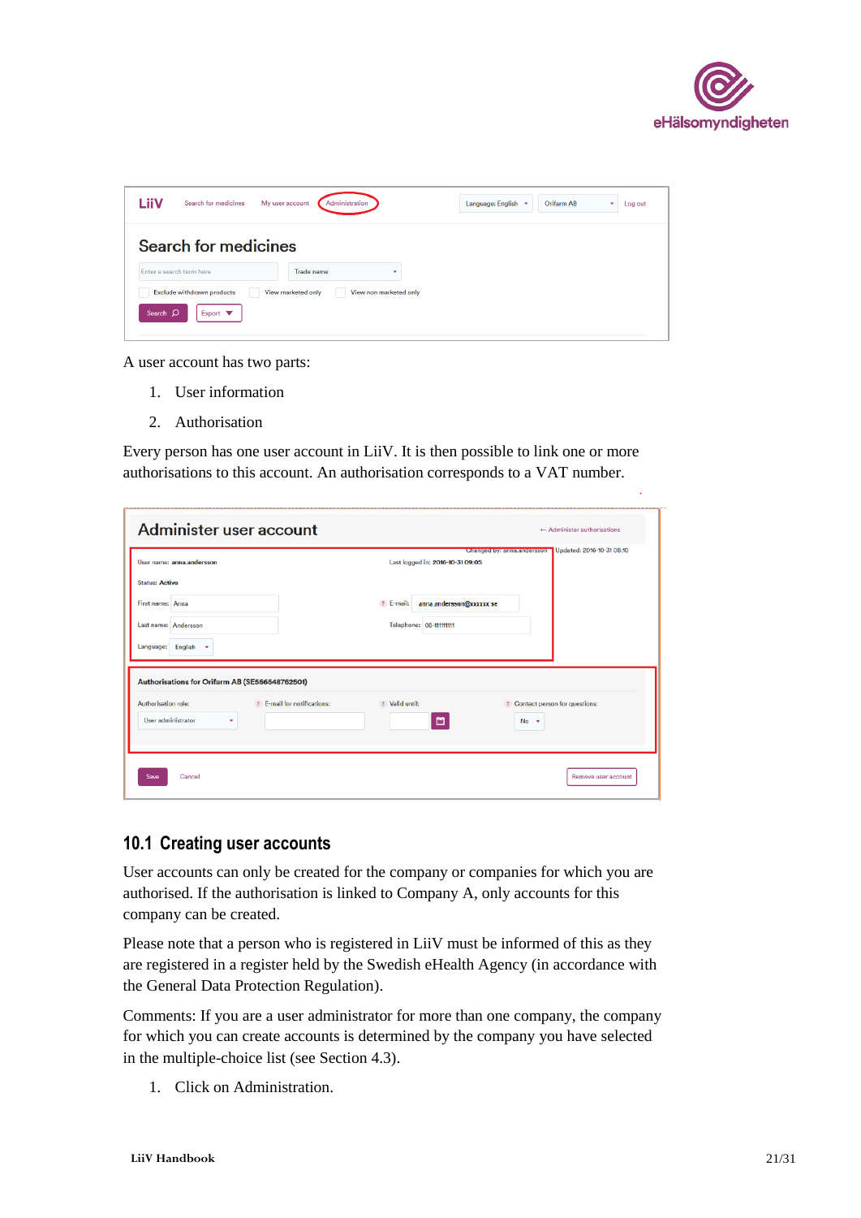A user account has two parts:

1. User information
2. Authorisation

Every person has one user account in LiiV. It is then possible to link one or more authorisations to this account. An authorisation corresponds to a VAT number.

## 10.1 Creating user accounts

User accounts can only be created for the company or companies for which you are authorised. If the authorisation is linked to Company A, only accounts for this company can be created.

Please note that a person who is registered in LiiV must be informed of this as they are registered in a register held by the Swedish eHealth Agency (in accordance with the General Data Protection Regulation).

Comments: If you are a user administrator for more than one company, the company for which you can create accounts is determined by the company you have selected in the multiple-choice list (see Section 4.3).

1. Click on Administration.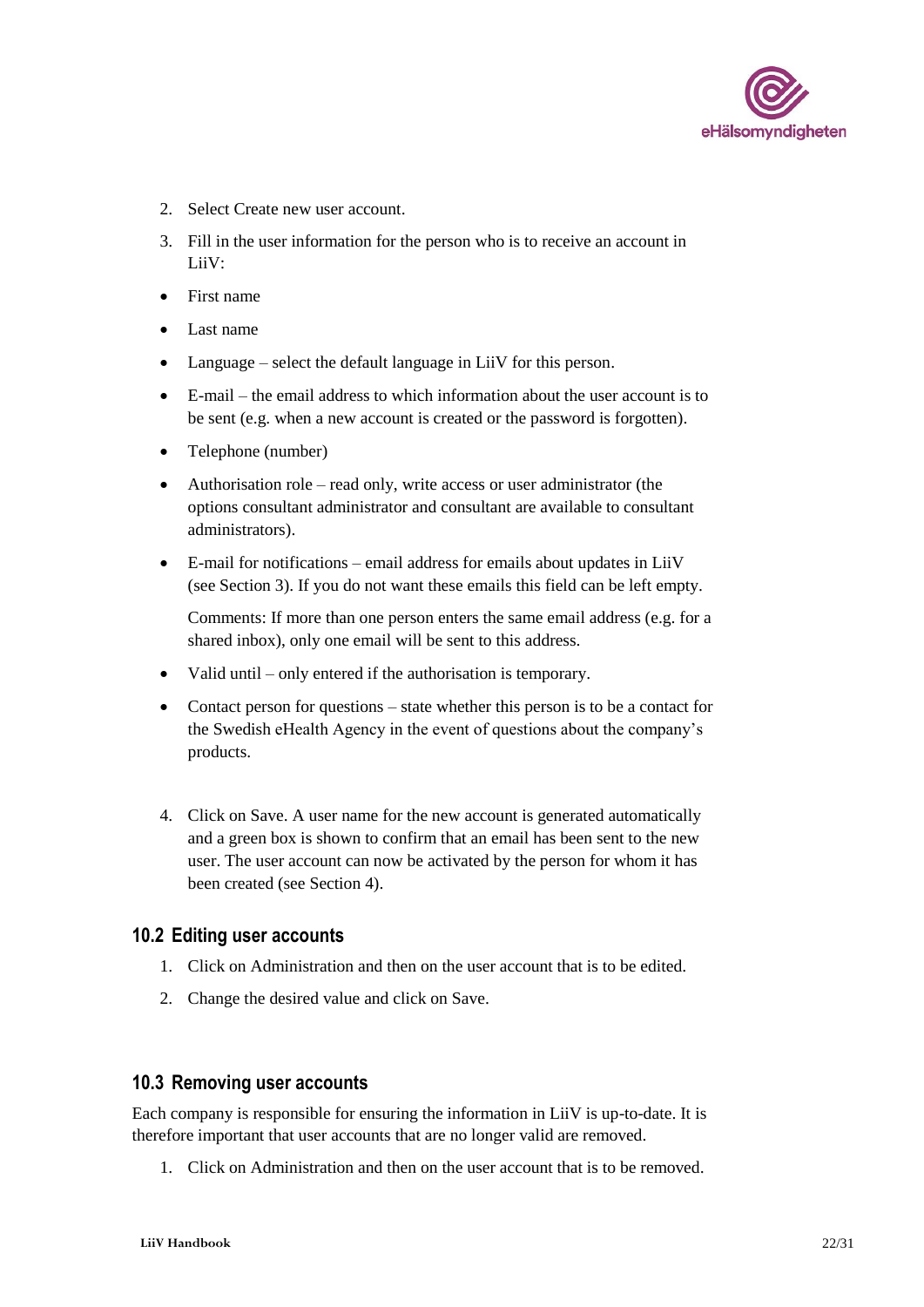2. Select Create new user account.
3. Fill in the user information for the person who is to receive an account in LiiV:

- First name
- Last name
- Language – select the default language in LiiV for this person.
- E-mail – the email address to which information about the user account is to be sent (e.g. when a new account is created or the password is forgotten).
- Telephone (number)
- Authorisation role – read only, write access or user administrator (the options consultant administrator and consultant are available to consultant administrators).
- E-mail for notifications – email address for emails about updates in LiiV (see Section 3). If you do not want these emails this field can be left empty.

  Comments: If more than one person enters the same email address (e.g. for a shared inbox), only one email will be sent to this address.
- Valid until – only entered if the authorisation is temporary.
- Contact person for questions – state whether this person is to be a contact for the Swedish eHealth Agency in the event of questions about the company's products.

4. Click on Save. A user name for the new account is generated automatically and a green box is shown to confirm that an email has been sent to the new user. The user account can now be activated by the person for whom it has been created (see Section 4).

## 10.2 Editing user accounts

1. Click on Administration and then on the user account that is to be edited.
2. Change the desired value and click on Save.

## 10.3 Removing user accounts

Each company is responsible for ensuring the information in LiiV is up-to-date. It is therefore important that user accounts that are no longer valid are removed.

1. Click on Administration and then on the user account that is to be removed.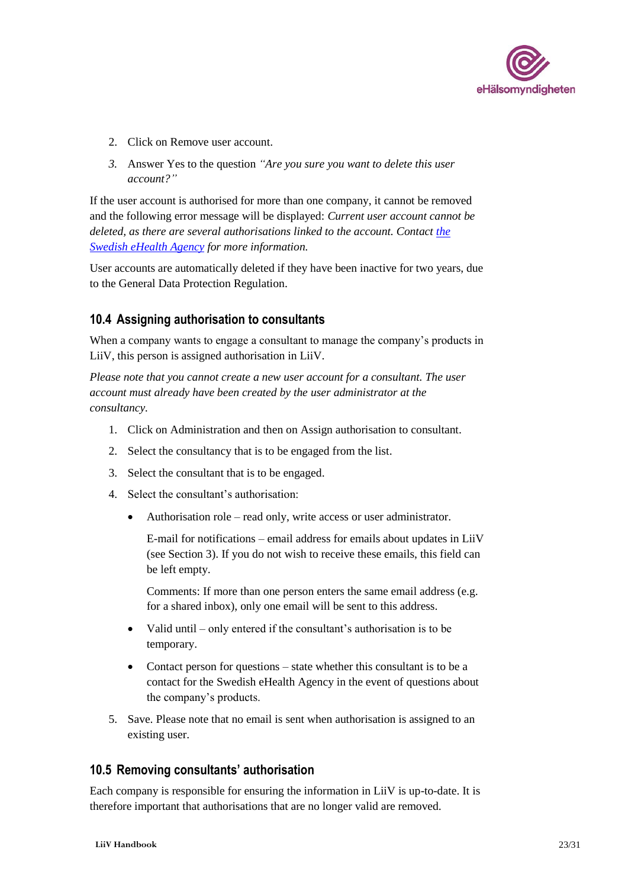2. Click on Remove user account.
3. Answer Yes to the question *"Are you sure you want to delete this user account?"*

If the user account is authorised for more than one company, it cannot be removed and the following error message will be displayed: *Current user account cannot be deleted, as there are several authorisations linked to the account. Contact [the Swedish eHealth Agency] for more information.*

User accounts are automatically deleted if they have been inactive for two years, due to the General Data Protection Regulation.

## 10.4 Assigning authorisation to consultants

When a company wants to engage a consultant to manage the company's products in LiiV, this person is assigned authorisation in LiiV.

*Please note that you cannot create a new user account for a consultant. The user account must already have been created by the user administrator at the consultancy.*

1. Click on Administration and then on Assign authorisation to consultant.
2. Select the consultancy that is to be engaged from the list.
3. Select the consultant that is to be engaged.
4. Select the consultant's authorisation:
   - Authorisation role – read only, write access or user administrator.

     E-mail for notifications – email address for emails about updates in LiiV (see Section 3). If you do not wish to receive these emails, this field can be left empty.

     Comments: If more than one person enters the same email address (e.g. for a shared inbox), only one email will be sent to this address.
   - Valid until – only entered if the consultant's authorisation is to be temporary.
   - Contact person for questions – state whether this consultant is to be a contact for the Swedish eHealth Agency in the event of questions about the company's products.
5. Save. Please note that no email is sent when authorisation is assigned to an existing user.

## 10.5 Removing consultants' authorisation

Each company is responsible for ensuring the information in LiiV is up-to-date. It is therefore important that authorisations that are no longer valid are removed.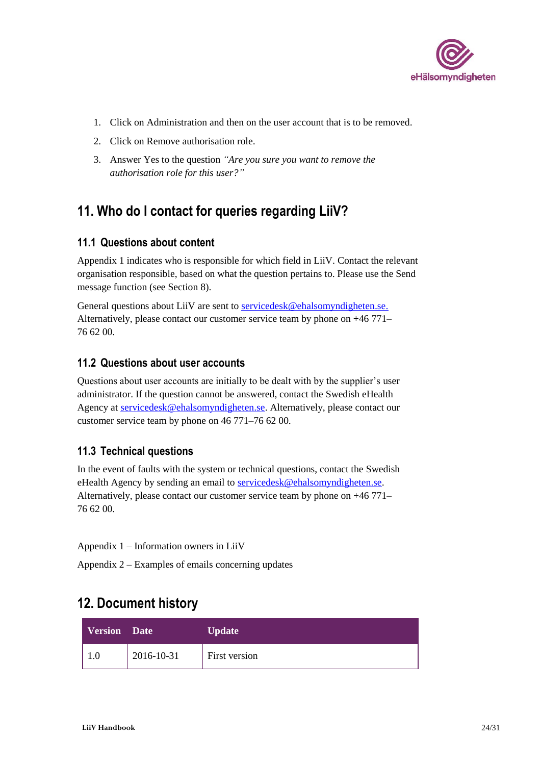1. Click on Administration and then on the user account that is to be removed.
2. Click on Remove authorisation role.
3. Answer Yes to the question *"Are you sure you want to remove the authorisation role for this user?"*

# 11. Who do I contact for queries regarding LiiV?

## 11.1 Questions about content

Appendix 1 indicates who is responsible for which field in LiiV. Contact the relevant organisation responsible, based on what the question pertains to. Please use the Send message function (see Section 8).

General questions about LiiV are sent to servicedesk@ehalsomyndigheten.se. Alternatively, please contact our customer service team by phone on +46 771–76 62 00.

## 11.2 Questions about user accounts

Questions about user accounts are initially to be dealt with by the supplier's user administrator. If the question cannot be answered, contact the Swedish eHealth Agency at servicedesk@ehalsomyndigheten.se. Alternatively, please contact our customer service team by phone on 46 771–76 62 00.

## 11.3 Technical questions

In the event of faults with the system or technical questions, contact the Swedish eHealth Agency by sending an email to servicedesk@ehalsomyndigheten.se. Alternatively, please contact our customer service team by phone on +46 771–76 62 00.

Appendix 1 – Information owners in LiiV

Appendix 2 – Examples of emails concerning updates

# 12. Document history

| Version | Date | Update |
|---|---|---|
| 1.0 | 2016-10-31 | First version |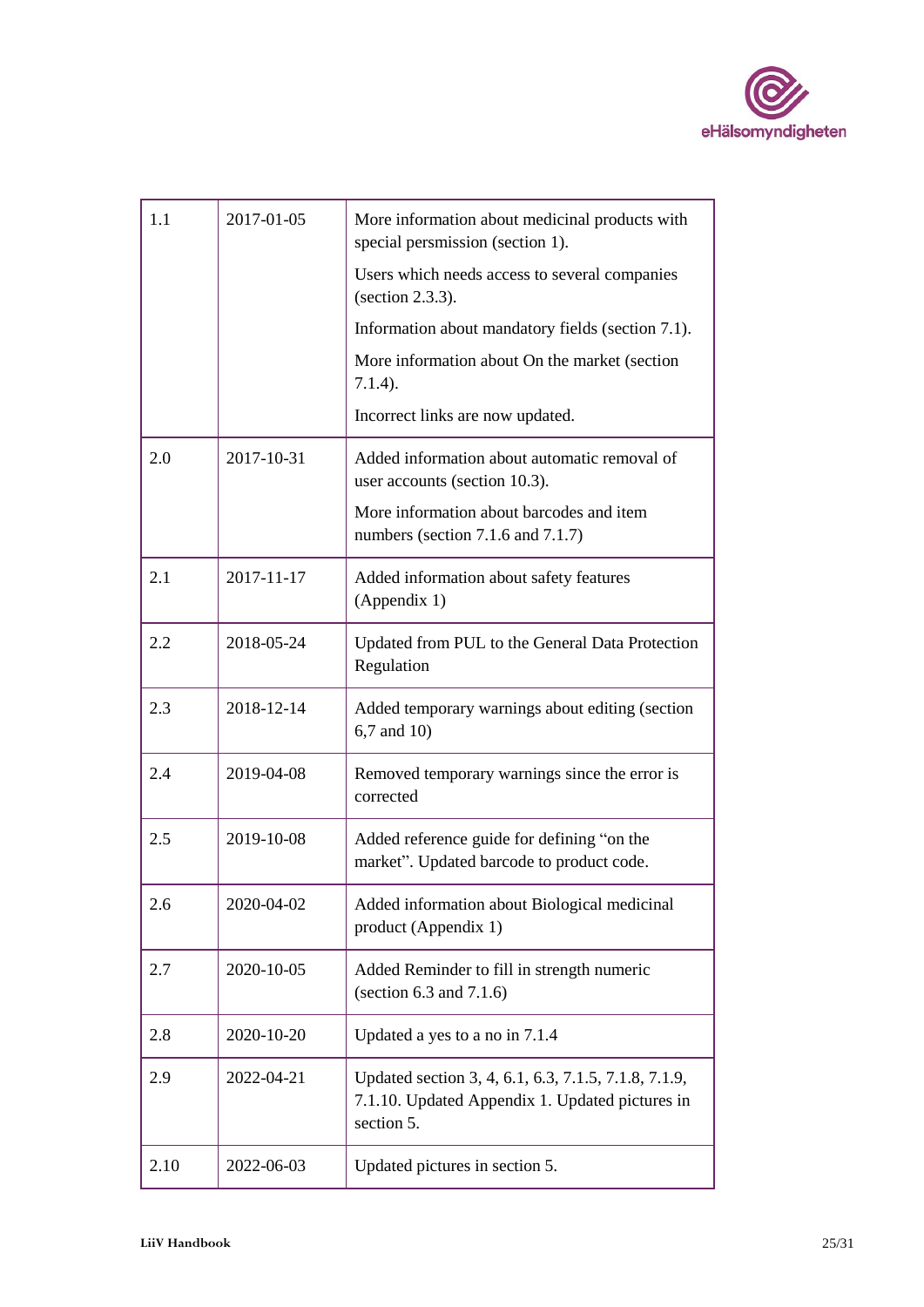| | | |
|---|---|---|
| 1.1 | 2017-01-05 | More information about medicinal products with special persmission (section 1).<br>Users which needs access to several companies (section 2.3.3).<br>Information about mandatory fields (section 7.1).<br>More information about On the market (section 7.1.4).<br>Incorrect links are now updated. |
| 2.0 | 2017-10-31 | Added information about automatic removal of user accounts (section 10.3).<br>More information about barcodes and item numbers (section 7.1.6 and 7.1.7) |
| 2.1 | 2017-11-17 | Added information about safety features (Appendix 1) |
| 2.2 | 2018-05-24 | Updated from PUL to the General Data Protection Regulation |
| 2.3 | 2018-12-14 | Added temporary warnings about editing (section 6,7 and 10) |
| 2.4 | 2019-04-08 | Removed temporary warnings since the error is corrected |
| 2.5 | 2019-10-08 | Added reference guide for defining "on the market". Updated barcode to product code. |
| 2.6 | 2020-04-02 | Added information about Biological medicinal product (Appendix 1) |
| 2.7 | 2020-10-05 | Added Reminder to fill in strength numeric (section 6.3 and 7.1.6) |
| 2.8 | 2020-10-20 | Updated a yes to a no in 7.1.4 |
| 2.9 | 2022-04-21 | Updated section 3, 4, 6.1, 6.3, 7.1.5, 7.1.8, 7.1.9, 7.1.10. Updated Appendix 1. Updated pictures in section 5. |
| 2.10 | 2022-06-03 | Updated pictures in section 5. |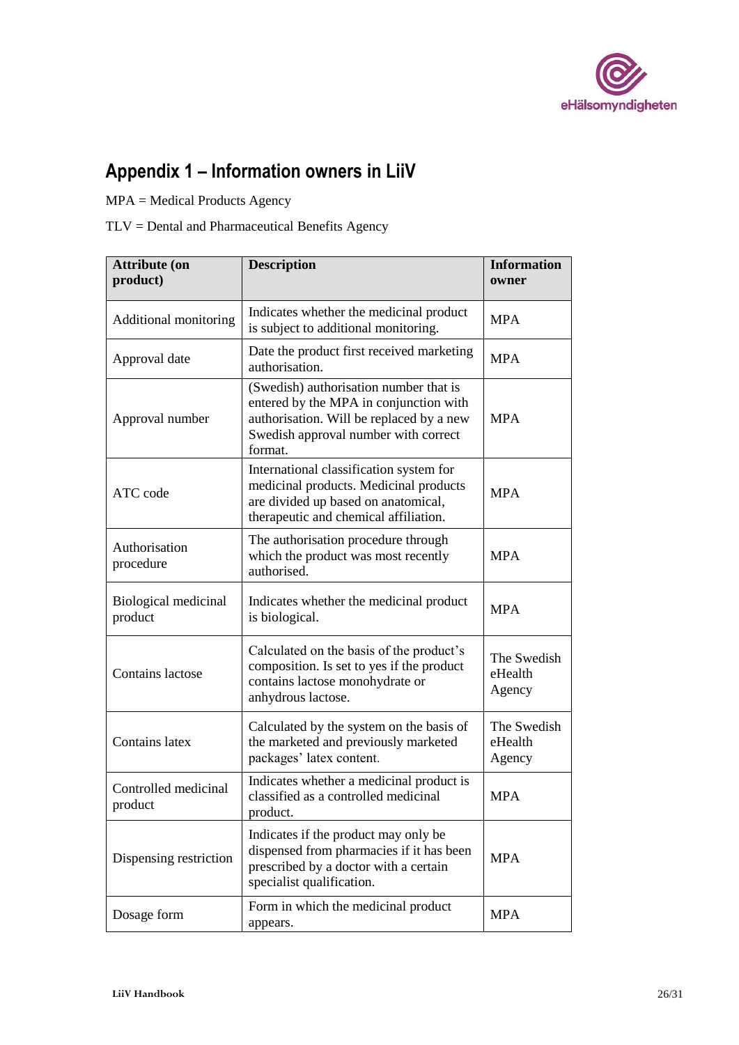## Appendix 1 – Information owners in LiiV

MPA = Medical Products Agency

TLV = Dental and Pharmaceutical Benefits Agency

| Attribute (on product) | Description | Information owner |
|---|---|---|
| Additional monitoring | Indicates whether the medicinal product is subject to additional monitoring. | MPA |
| Approval date | Date the product first received marketing authorisation. | MPA |
| Approval number | (Swedish) authorisation number that is entered by the MPA in conjunction with authorisation. Will be replaced by a new Swedish approval number with correct format. | MPA |
| ATC code | International classification system for medicinal products. Medicinal products are divided up based on anatomical, therapeutic and chemical affiliation. | MPA |
| Authorisation procedure | The authorisation procedure through which the product was most recently authorised. | MPA |
| Biological medicinal product | Indicates whether the medicinal product is biological. | MPA |
| Contains lactose | Calculated on the basis of the product's composition. Is set to yes if the product contains lactose monohydrate or anhydrous lactose. | The Swedish eHealth Agency |
| Contains latex | Calculated by the system on the basis of the marketed and previously marketed packages' latex content. | The Swedish eHealth Agency |
| Controlled medicinal product | Indicates whether a medicinal product is classified as a controlled medicinal product. | MPA |
| Dispensing restriction | Indicates if the product may only be dispensed from pharmacies if it has been prescribed by a doctor with a certain specialist qualification. | MPA |
| Dosage form | Form in which the medicinal product appears. | MPA |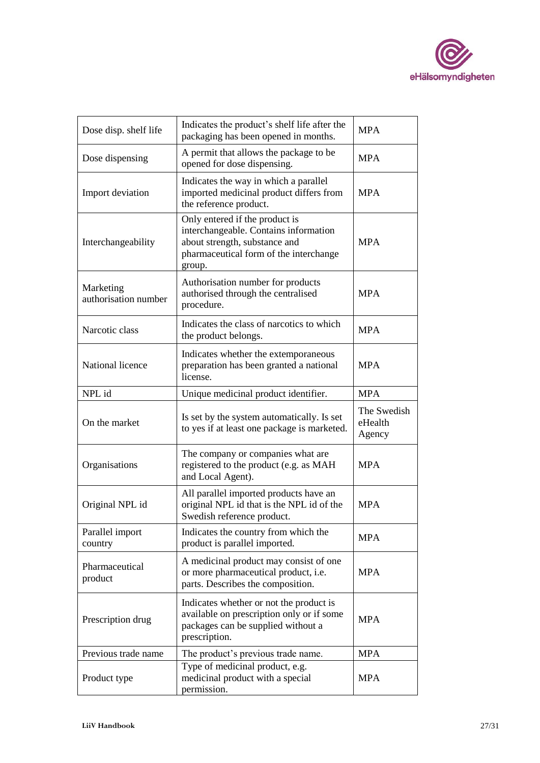| | | |
|---|---|---|
| Dose disp. shelf life | Indicates the product's shelf life after the packaging has been opened in months. | MPA |
| Dose dispensing | A permit that allows the package to be opened for dose dispensing. | MPA |
| Import deviation | Indicates the way in which a parallel imported medicinal product differs from the reference product. | MPA |
| Interchangeability | Only entered if the product is interchangeable. Contains information about strength, substance and pharmaceutical form of the interchange group. | MPA |
| Marketing authorisation number | Authorisation number for products authorised through the centralised procedure. | MPA |
| Narcotic class | Indicates the class of narcotics to which the product belongs. | MPA |
| National licence | Indicates whether the extemporaneous preparation has been granted a national license. | MPA |
| NPL id | Unique medicinal product identifier. | MPA |
| On the market | Is set by the system automatically. Is set to yes if at least one package is marketed. | The Swedish eHealth Agency |
| Organisations | The company or companies what are registered to the product (e.g. as MAH and Local Agent). | MPA |
| Original NPL id | All parallel imported products have an original NPL id that is the NPL id of the Swedish reference product. | MPA |
| Parallel import country | Indicates the country from which the product is parallel imported. | MPA |
| Pharmaceutical product | A medicinal product may consist of one or more pharmaceutical product, i.e. parts. Describes the composition. | MPA |
| Prescription drug | Indicates whether or not the product is available on prescription only or if some packages can be supplied without a prescription. | MPA |
| Previous trade name | The product's previous trade name. | MPA |
| Product type | Type of medicinal product, e.g. medicinal product with a special permission. | MPA |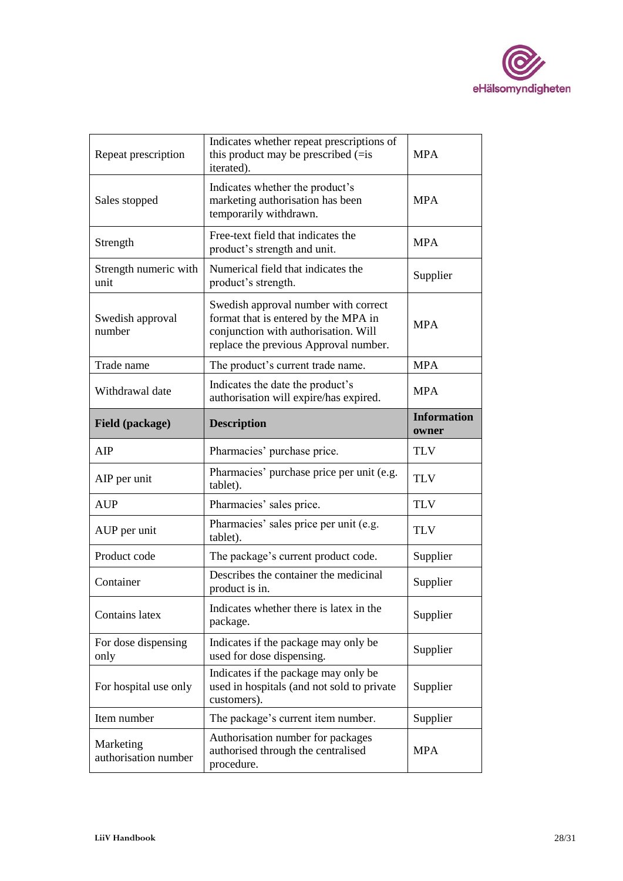| | | |
|---|---|---|
| Repeat prescription | Indicates whether repeat prescriptions of this product may be prescribed (=is iterated). | MPA |
| Sales stopped | Indicates whether the product’s marketing authorisation has been temporarily withdrawn. | MPA |
| Strength | Free-text field that indicates the product’s strength and unit. | MPA |
| Strength numeric with unit | Numerical field that indicates the product’s strength. | Supplier |
| Swedish approval number | Swedish approval number with correct format that is entered by the MPA in conjunction with authorisation. Will replace the previous Approval number. | MPA |
| Trade name | The product’s current trade name. | MPA |
| Withdrawal date | Indicates the date the product’s authorisation will expire/has expired. | MPA |
| **Field (package)** | **Description** | **Information owner** |
| AIP | Pharmacies’ purchase price. | TLV |
| AIP per unit | Pharmacies’ purchase price per unit (e.g. tablet). | TLV |
| AUP | Pharmacies’ sales price. | TLV |
| AUP per unit | Pharmacies’ sales price per unit (e.g. tablet). | TLV |
| Product code | The package’s current product code. | Supplier |
| Container | Describes the container the medicinal product is in. | Supplier |
| Contains latex | Indicates whether there is latex in the package. | Supplier |
| For dose dispensing only | Indicates if the package may only be used for dose dispensing. | Supplier |
| For hospital use only | Indicates if the package may only be used in hospitals (and not sold to private customers). | Supplier |
| Item number | The package’s current item number. | Supplier |
| Marketing authorisation number | Authorisation number for packages authorised through the centralised procedure. | MPA |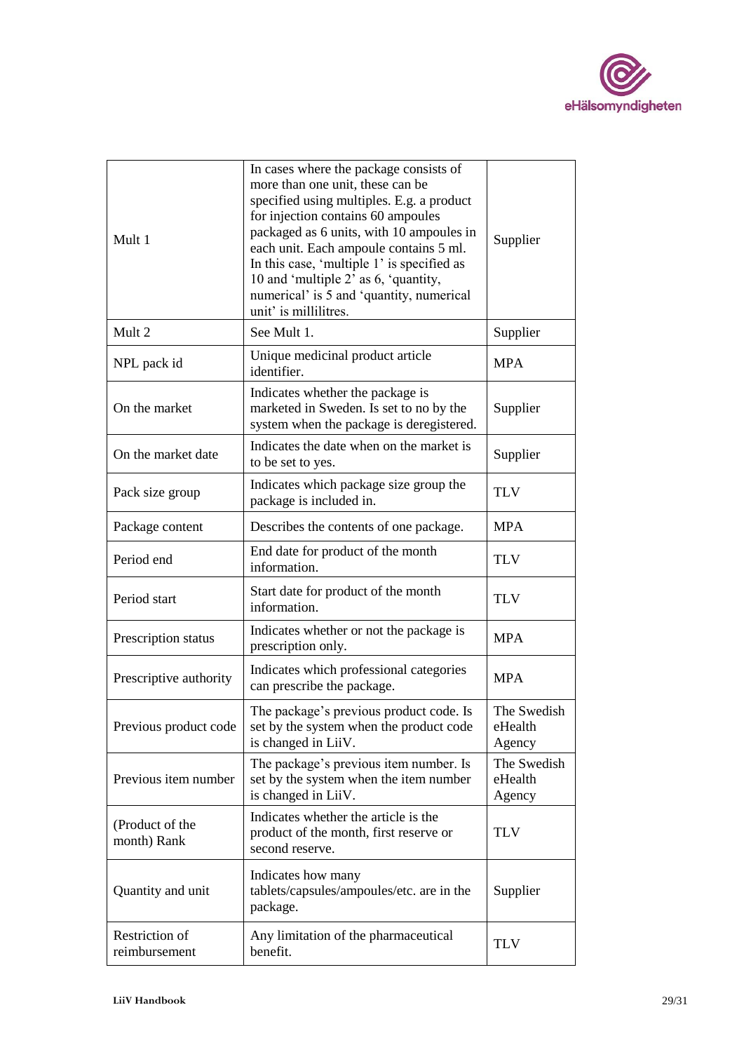| Mult 1 | In cases where the package consists of more than one unit, these can be specified using multiples. E.g. a product for injection contains 60 ampoules packaged as 6 units, with 10 ampoules in each unit. Each ampoule contains 5 ml. In this case, 'multiple 1' is specified as 10 and 'multiple 2' as 6, 'quantity, numerical' is 5 and 'quantity, numerical unit' is millilitres. | Supplier |
|---|---|---|
| Mult 2 | See Mult 1. | Supplier |
| NPL pack id | Unique medicinal product article identifier. | MPA |
| On the market | Indicates whether the package is marketed in Sweden. Is set to no by the system when the package is deregistered. | Supplier |
| On the market date | Indicates the date when on the market is to be set to yes. | Supplier |
| Pack size group | Indicates which package size group the package is included in. | TLV |
| Package content | Describes the contents of one package. | MPA |
| Period end | End date for product of the month information. | TLV |
| Period start | Start date for product of the month information. | TLV |
| Prescription status | Indicates whether or not the package is prescription only. | MPA |
| Prescriptive authority | Indicates which professional categories can prescribe the package. | MPA |
| Previous product code | The package's previous product code. Is set by the system when the product code is changed in LiiV. | The Swedish eHealth Agency |
| Previous item number | The package's previous item number. Is set by the system when the item number is changed in LiiV. | The Swedish eHealth Agency |
| (Product of the month) Rank | Indicates whether the article is the product of the month, first reserve or second reserve. | TLV |
| Quantity and unit | Indicates how many tablets/capsules/ampoules/etc. are in the package. | Supplier |
| Restriction of reimbursement | Any limitation of the pharmaceutical benefit. | TLV |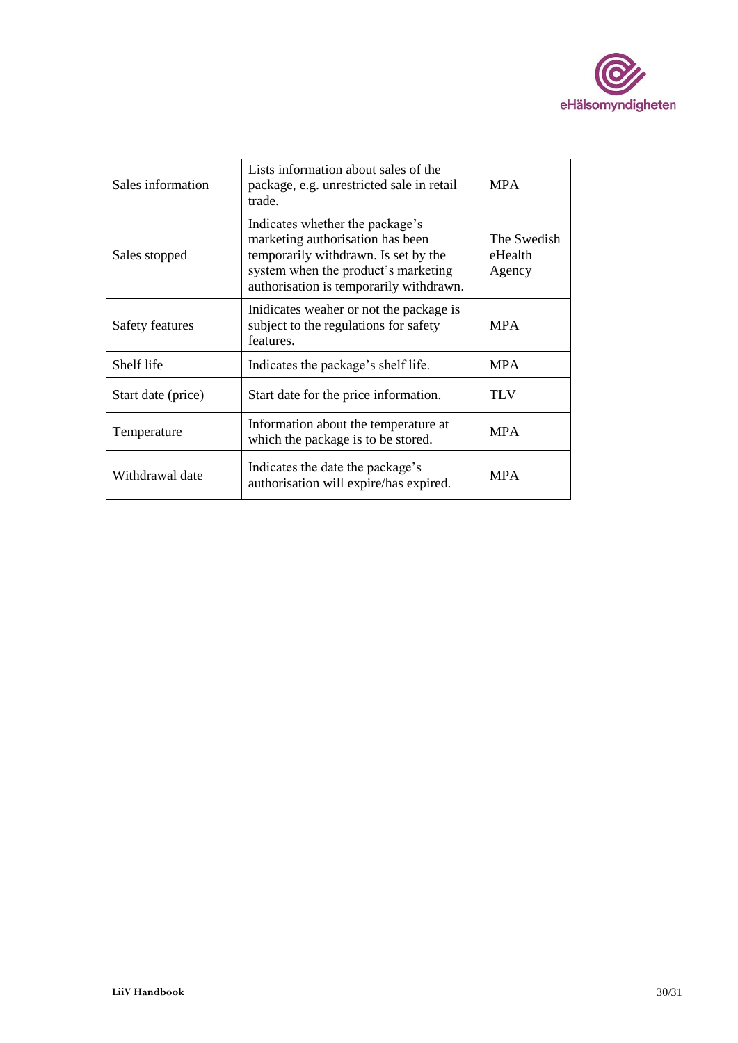| Sales information | Lists information about sales of the package, e.g. unrestricted sale in retail trade. | MPA |
|---|---|---|
| Sales stopped | Indicates whether the package's marketing authorisation has been temporarily withdrawn. Is set by the system when the product's marketing authorisation is temporarily withdrawn. | The Swedish eHealth Agency |
| Safety features | Inidicates weaher or not the package is subject to the regulations for safety features. | MPA |
| Shelf life | Indicates the package's shelf life. | MPA |
| Start date (price) | Start date for the price information. | TLV |
| Temperature | Information about the temperature at which the package is to be stored. | MPA |
| Withdrawal date | Indicates the date the package's authorisation will expire/has expired. | MPA |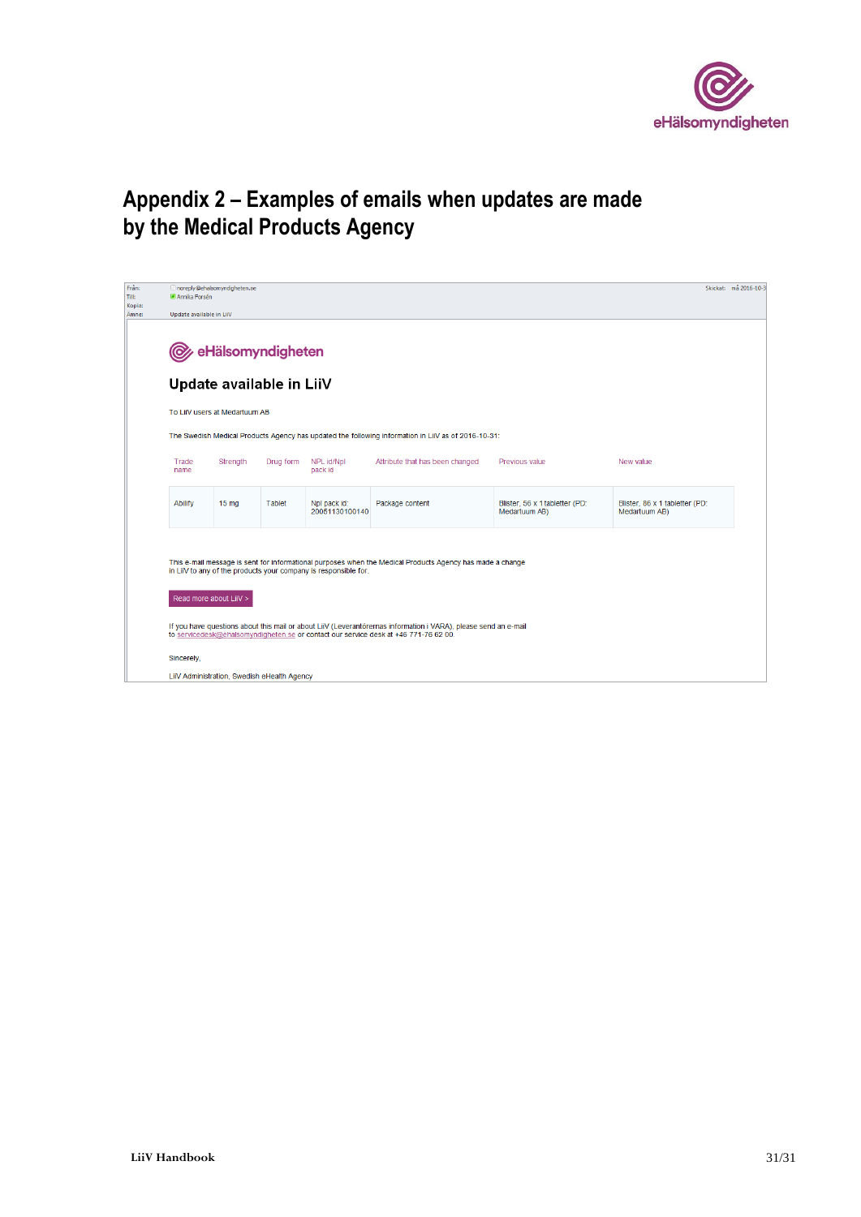# Appendix 2 – Examples of emails when updates are made by the Medical Products Agency

Från: noreply@ehalsomyndigheten.se
Till: Annika Forsén
Kopia:
Ämne: Update available in LiiV

Skickat: må 2016-10-3

eHälsomyndigheten

## Update available in LiiV

To LiiV users at Medartuum AB

The Swedish Medical Products Agency has updated the following information in LiiV as of 2016-10-31:

| Trade name | Strength | Drug form | NPL id/Npl pack id | Attribute that has been changed | Previous value | New value |
|---|---|---|---|---|---|---|
| Ability | 15 mg | Tablet | Npl pack id: 20061130100140 | Package content | Blister, 56 x 1 tabletter (PD: Medartuum AB) | Blister, 86 x 1 tabletter (PD: Medartuum AB) |

This e-mail message is sent for informational purposes when the Medical Products Agency has made a change in LiiV to any of the products your company is responsible for.

Read more about LiiV >

If you have questions about this mail or about LiiV (Leverantörernas information i VARA), please send an e-mail to servicedesk@ehalsomyndigheten.se or contact our service desk at +46 771-76 62 00.

Sincerely,

LiiV Administration, Swedish eHealth Agency